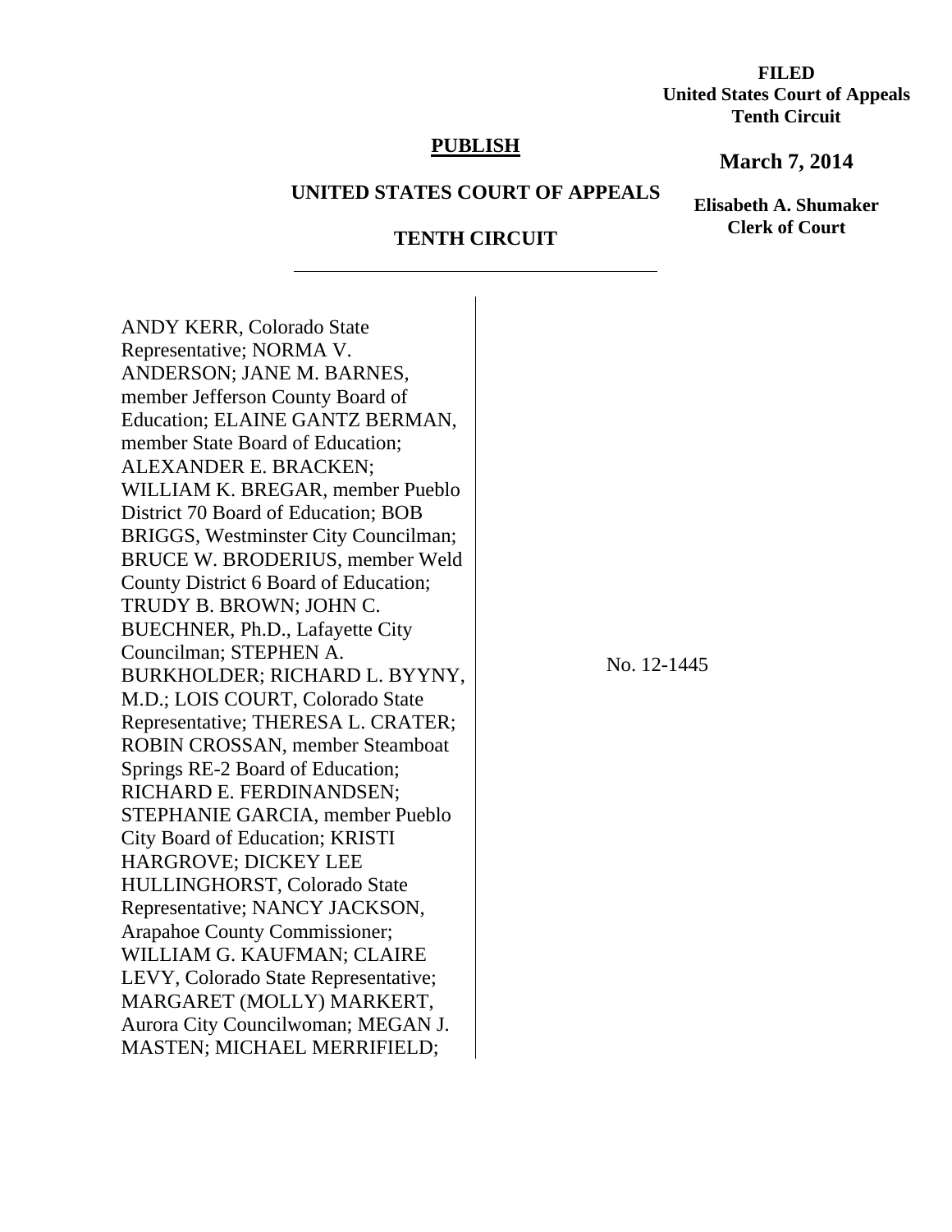**FILED**
**United States Court of Appeals**
**Tenth Circuit**

**March 7, 2014**

**Elisabeth A. Shumaker**
**Clerk of Court**

**PUBLISH**

**UNITED STATES COURT OF APPEALS**

**TENTH CIRCUIT**

---

ANDY KERR, Colorado State Representative; NORMA V. ANDERSON; JANE M. BARNES, member Jefferson County Board of Education; ELAINE GANTZ BERMAN, member State Board of Education; ALEXANDER E. BRACKEN; WILLIAM K. BREGAR, member Pueblo District 70 Board of Education; BOB BRIGGS, Westminster City Councilman; BRUCE W. BRODERIUS, member Weld County District 6 Board of Education; TRUDY B. BROWN; JOHN C. BUECHNER, Ph.D., Lafayette City Councilman; STEPHEN A. BURKHOLDER; RICHARD L. BYYNY, M.D.; LOIS COURT, Colorado State Representative; THERESA L. CRATER; ROBIN CROSSAN, member Steamboat Springs RE-2 Board of Education; RICHARD E. FERDINANDSEN; STEPHANIE GARCIA, member Pueblo City Board of Education; KRISTI HARGROVE; DICKEY LEE HULLINGHORST, Colorado State Representative; NANCY JACKSON, Arapahoe County Commissioner; WILLIAM G. KAUFMAN; CLAIRE LEVY, Colorado State Representative; MARGARET (MOLLY) MARKERT, Aurora City Councilwoman; MEGAN J. MASTEN; MICHAEL MERRIFIELD;

No. 12-1445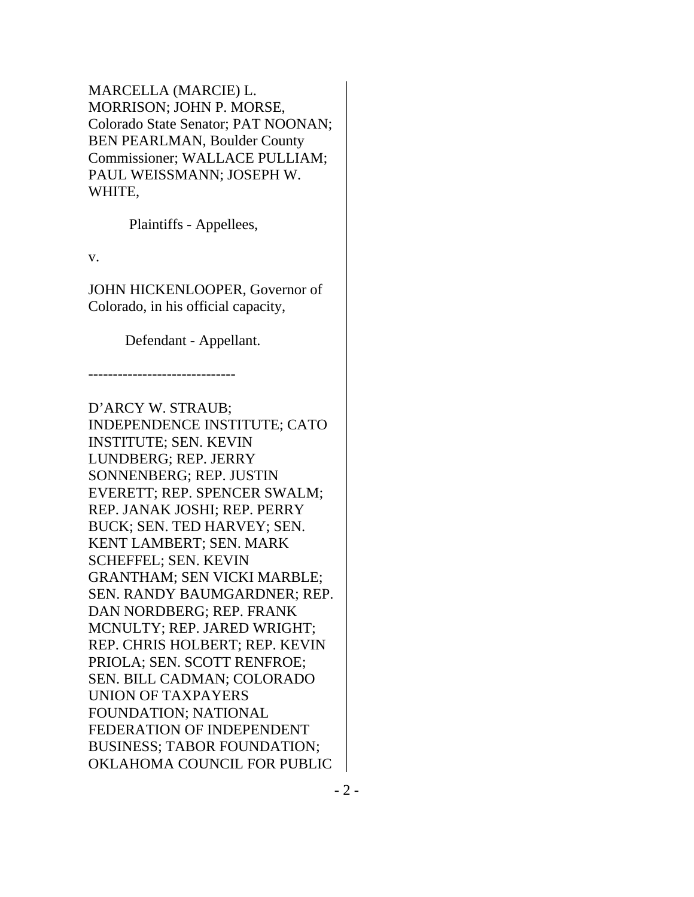MARCELLA (MARCIE) L. MORRISON; JOHN P. MORSE, Colorado State Senator; PAT NOONAN; BEN PEARLMAN, Boulder County Commissioner; WALLACE PULLIAM; PAUL WEISSMANN; JOSEPH W. WHITE,

Plaintiffs - Appellees,

v.

JOHN HICKENLOOPER, Governor of Colorado, in his official capacity,

Defendant - Appellant.

------------------------------

D'ARCY W. STRAUB; INDEPENDENCE INSTITUTE; CATO INSTITUTE; SEN. KEVIN LUNDBERG; REP. JERRY SONNENBERG; REP. JUSTIN EVERETT; REP. SPENCER SWALM; REP. JANAK JOSHI; REP. PERRY BUCK; SEN. TED HARVEY; SEN. KENT LAMBERT; SEN. MARK SCHEFFEL; SEN. KEVIN GRANTHAM; SEN VICKI MARBLE; SEN. RANDY BAUMGARDNER; REP. DAN NORDBERG; REP. FRANK MCNULTY; REP. JARED WRIGHT; REP. CHRIS HOLBERT; REP. KEVIN PRIOLA; SEN. SCOTT RENFROE; SEN. BILL CADMAN; COLORADO UNION OF TAXPAYERS FOUNDATION; NATIONAL FEDERATION OF INDEPENDENT BUSINESS; TABOR FOUNDATION; OKLAHOMA COUNCIL FOR PUBLIC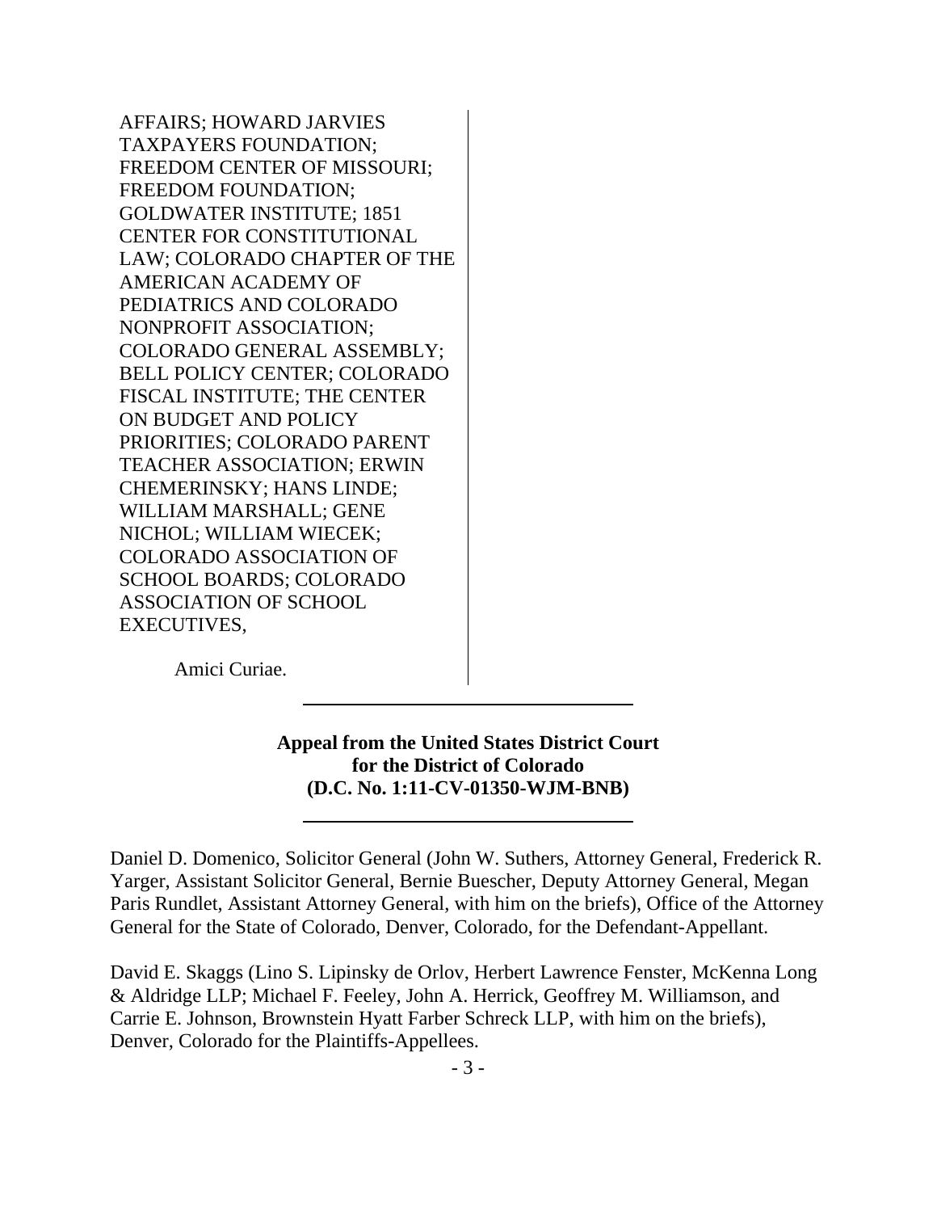AFFAIRS; HOWARD JARVIES TAXPAYERS FOUNDATION; FREEDOM CENTER OF MISSOURI; FREEDOM FOUNDATION; GOLDWATER INSTITUTE; 1851 CENTER FOR CONSTITUTIONAL LAW; COLORADO CHAPTER OF THE AMERICAN ACADEMY OF PEDIATRICS AND COLORADO NONPROFIT ASSOCIATION; COLORADO GENERAL ASSEMBLY; BELL POLICY CENTER; COLORADO FISCAL INSTITUTE; THE CENTER ON BUDGET AND POLICY PRIORITIES; COLORADO PARENT TEACHER ASSOCIATION; ERWIN CHEMERINSKY; HANS LINDE; WILLIAM MARSHALL; GENE NICHOL; WILLIAM WIECEK; COLORADO ASSOCIATION OF SCHOOL BOARDS; COLORADO ASSOCIATION OF SCHOOL EXECUTIVES,

Amici Curiae.

---

**Appeal from the United States District Court for the District of Colorado (D.C. No. 1:11-CV-01350-WJM-BNB)**

---

Daniel D. Domenico, Solicitor General (John W. Suthers, Attorney General, Frederick R. Yarger, Assistant Solicitor General, Bernie Buescher, Deputy Attorney General, Megan Paris Rundlet, Assistant Attorney General, with him on the briefs), Office of the Attorney General for the State of Colorado, Denver, Colorado, for the Defendant-Appellant.

David E. Skaggs (Lino S. Lipinsky de Orlov, Herbert Lawrence Fenster, McKenna Long & Aldridge LLP; Michael F. Feeley, John A. Herrick, Geoffrey M. Williamson, and Carrie E. Johnson, Brownstein Hyatt Farber Schreck LLP, with him on the briefs), Denver, Colorado for the Plaintiffs-Appellees.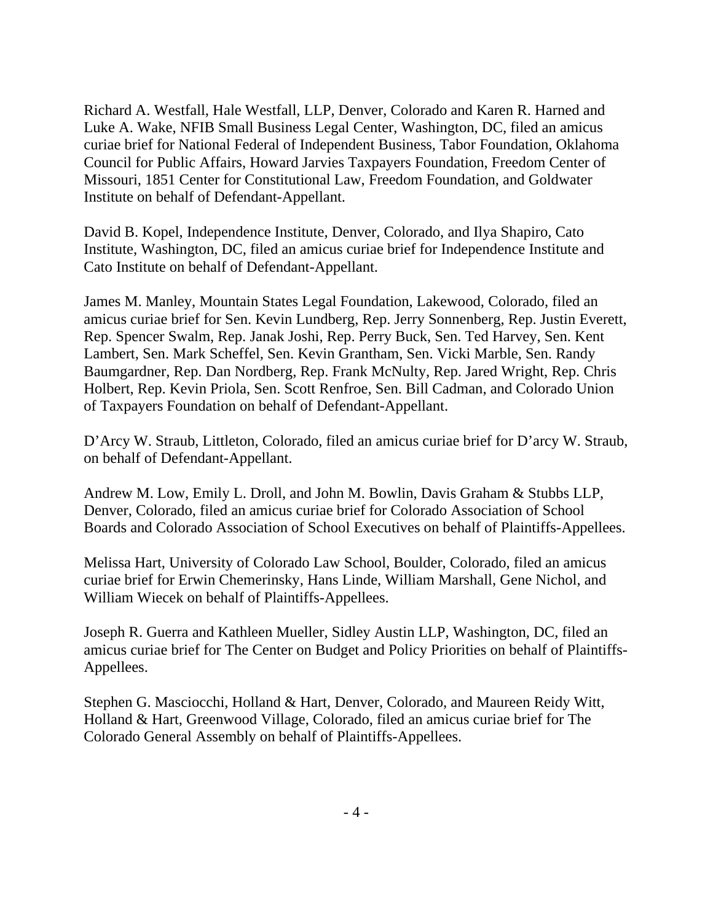Richard A. Westfall, Hale Westfall, LLP, Denver, Colorado and Karen R. Harned and Luke A. Wake, NFIB Small Business Legal Center, Washington, DC, filed an amicus curiae brief for National Federal of Independent Business, Tabor Foundation, Oklahoma Council for Public Affairs, Howard Jarvies Taxpayers Foundation, Freedom Center of Missouri, 1851 Center for Constitutional Law, Freedom Foundation, and Goldwater Institute on behalf of Defendant-Appellant.

David B. Kopel, Independence Institute, Denver, Colorado, and Ilya Shapiro, Cato Institute, Washington, DC, filed an amicus curiae brief for Independence Institute and Cato Institute on behalf of Defendant-Appellant.

James M. Manley, Mountain States Legal Foundation, Lakewood, Colorado, filed an amicus curiae brief for Sen. Kevin Lundberg, Rep. Jerry Sonnenberg, Rep. Justin Everett, Rep. Spencer Swalm, Rep. Janak Joshi, Rep. Perry Buck, Sen. Ted Harvey, Sen. Kent Lambert, Sen. Mark Scheffel, Sen. Kevin Grantham, Sen. Vicki Marble, Sen. Randy Baumgardner, Rep. Dan Nordberg, Rep. Frank McNulty, Rep. Jared Wright, Rep. Chris Holbert, Rep. Kevin Priola, Sen. Scott Renfroe, Sen. Bill Cadman, and Colorado Union of Taxpayers Foundation on behalf of Defendant-Appellant.

D'Arcy W. Straub, Littleton, Colorado, filed an amicus curiae brief for D'arcy W. Straub, on behalf of Defendant-Appellant.

Andrew M. Low, Emily L. Droll, and John M. Bowlin, Davis Graham & Stubbs LLP, Denver, Colorado, filed an amicus curiae brief for Colorado Association of School Boards and Colorado Association of School Executives on behalf of Plaintiffs-Appellees.

Melissa Hart, University of Colorado Law School, Boulder, Colorado, filed an amicus curiae brief for Erwin Chemerinsky, Hans Linde, William Marshall, Gene Nichol, and William Wiecek on behalf of Plaintiffs-Appellees.

Joseph R. Guerra and Kathleen Mueller, Sidley Austin LLP, Washington, DC, filed an amicus curiae brief for The Center on Budget and Policy Priorities on behalf of Plaintiffs-Appellees.

Stephen G. Masciocchi, Holland & Hart, Denver, Colorado, and Maureen Reidy Witt, Holland & Hart, Greenwood Village, Colorado, filed an amicus curiae brief for The Colorado General Assembly on behalf of Plaintiffs-Appellees.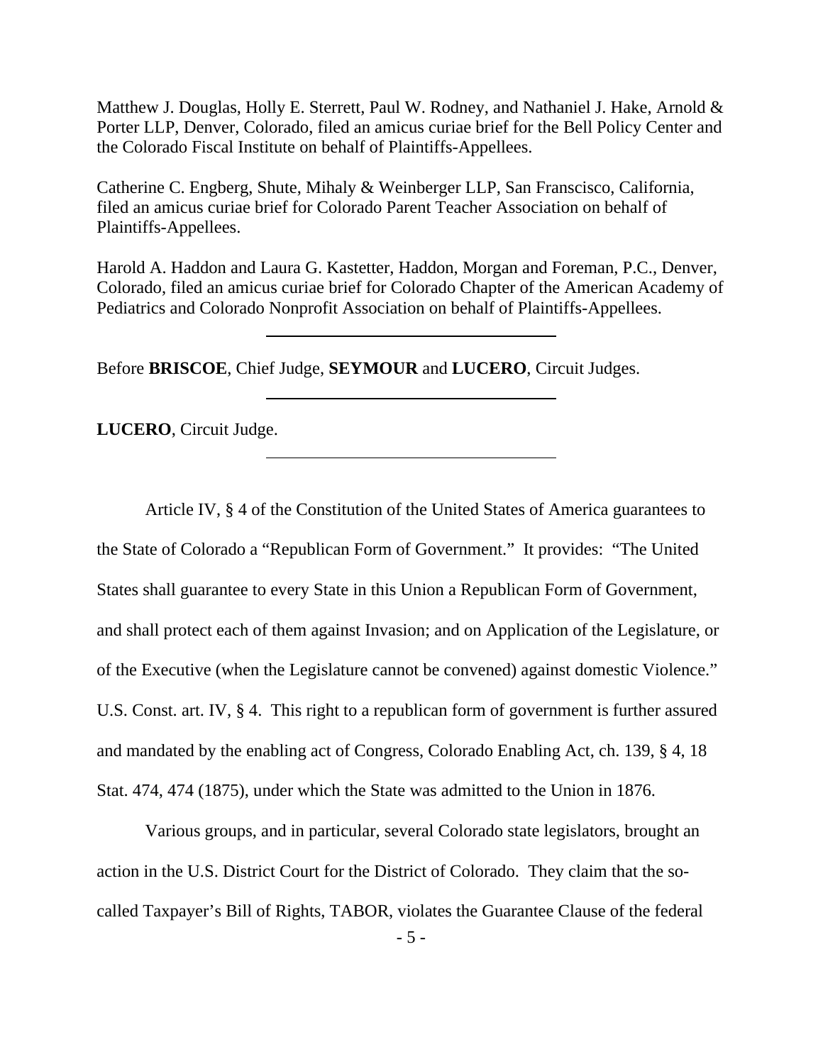Matthew J. Douglas, Holly E. Sterrett, Paul W. Rodney, and Nathaniel J. Hake, Arnold & Porter LLP, Denver, Colorado, filed an amicus curiae brief for the Bell Policy Center and the Colorado Fiscal Institute on behalf of Plaintiffs-Appellees.

Catherine C. Engberg, Shute, Mihaly & Weinberger LLP, San Franscisco, California, filed an amicus curiae brief for Colorado Parent Teacher Association on behalf of Plaintiffs-Appellees.

Harold A. Haddon and Laura G. Kastetter, Haddon, Morgan and Foreman, P.C., Denver, Colorado, filed an amicus curiae brief for Colorado Chapter of the American Academy of Pediatrics and Colorado Nonprofit Association on behalf of Plaintiffs-Appellees.

---

Before **BRISCOE**, Chief Judge, **SEYMOUR** and **LUCERO**, Circuit Judges.

---

**LUCERO**, Circuit Judge.

---

Article IV, § 4 of the Constitution of the United States of America guarantees to the State of Colorado a "Republican Form of Government." It provides: "The United States shall guarantee to every State in this Union a Republican Form of Government, and shall protect each of them against Invasion; and on Application of the Legislature, or of the Executive (when the Legislature cannot be convened) against domestic Violence." U.S. Const. art. IV, § 4. This right to a republican form of government is further assured and mandated by the enabling act of Congress, Colorado Enabling Act, ch. 139, § 4, 18 Stat. 474, 474 (1875), under which the State was admitted to the Union in 1876.

Various groups, and in particular, several Colorado state legislators, brought an action in the U.S. District Court for the District of Colorado. They claim that the so-called Taxpayer's Bill of Rights, TABOR, violates the Guarantee Clause of the federal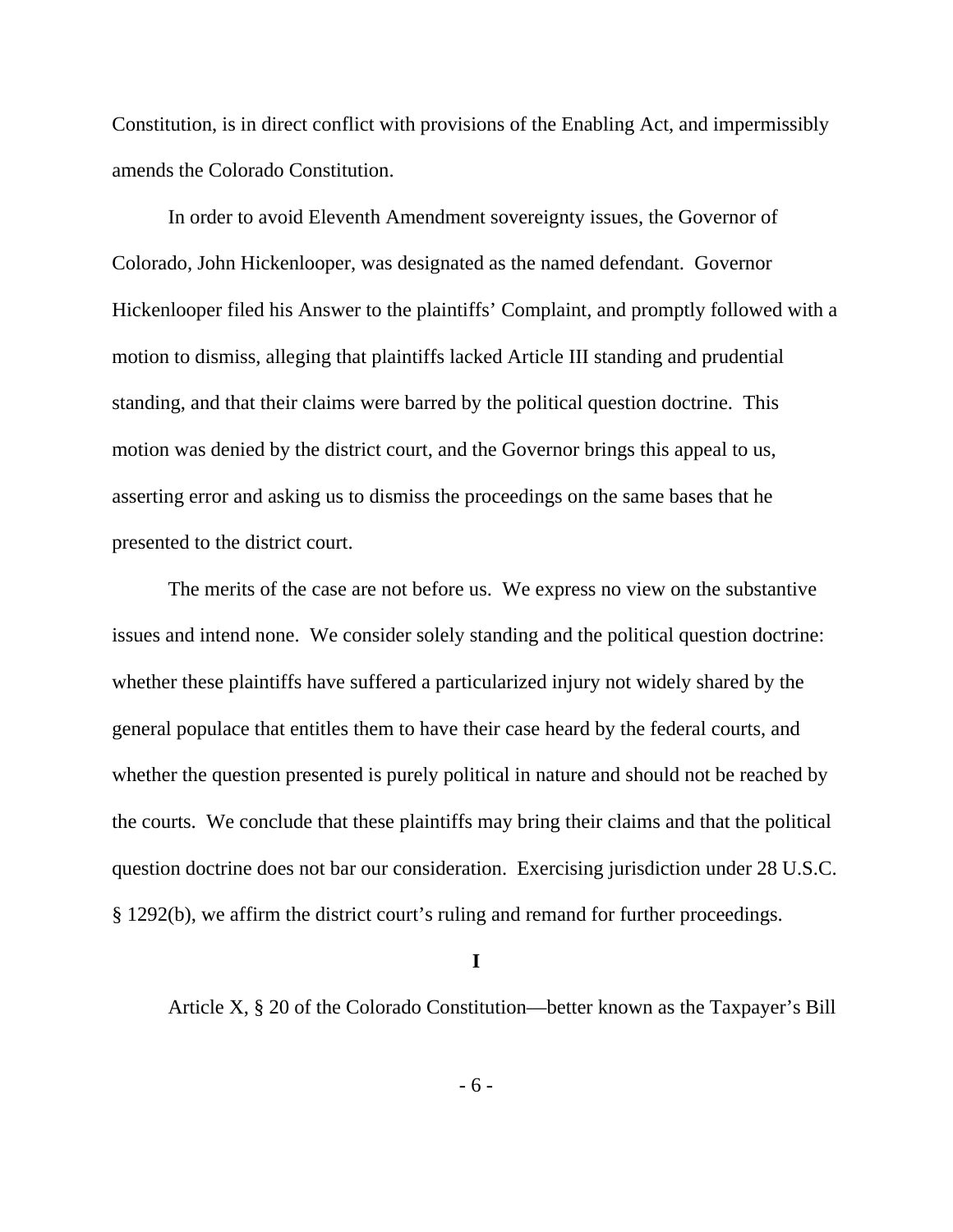Constitution, is in direct conflict with provisions of the Enabling Act, and impermissibly amends the Colorado Constitution.

In order to avoid Eleventh Amendment sovereignty issues, the Governor of Colorado, John Hickenlooper, was designated as the named defendant. Governor Hickenlooper filed his Answer to the plaintiffs' Complaint, and promptly followed with a motion to dismiss, alleging that plaintiffs lacked Article III standing and prudential standing, and that their claims were barred by the political question doctrine. This motion was denied by the district court, and the Governor brings this appeal to us, asserting error and asking us to dismiss the proceedings on the same bases that he presented to the district court.

The merits of the case are not before us. We express no view on the substantive issues and intend none. We consider solely standing and the political question doctrine: whether these plaintiffs have suffered a particularized injury not widely shared by the general populace that entitles them to have their case heard by the federal courts, and whether the question presented is purely political in nature and should not be reached by the courts. We conclude that these plaintiffs may bring their claims and that the political question doctrine does not bar our consideration. Exercising jurisdiction under 28 U.S.C. § 1292(b), we affirm the district court's ruling and remand for further proceedings.

## I

Article X, § 20 of the Colorado Constitution—better known as the Taxpayer's Bill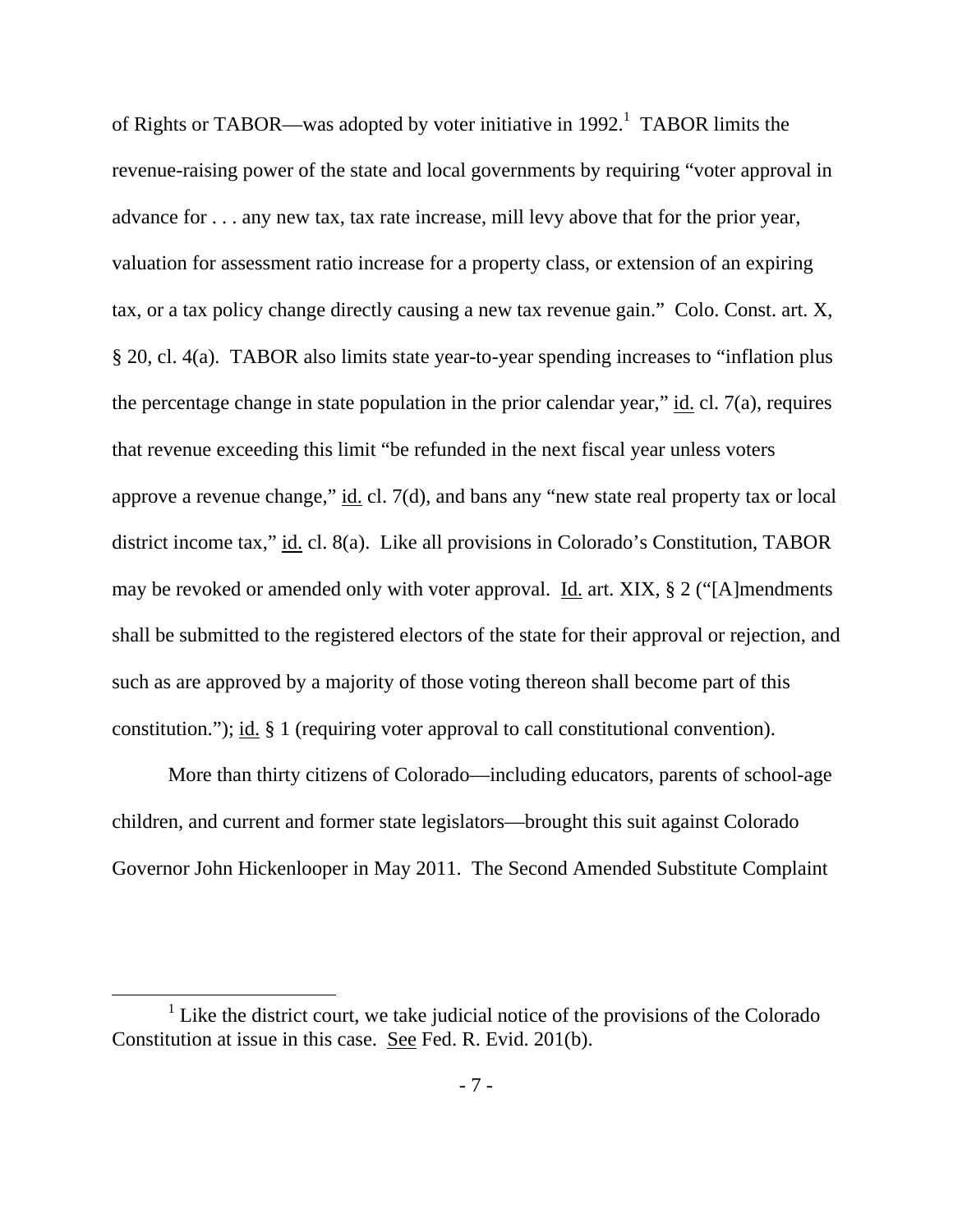of Rights or TABOR—was adopted by voter initiative in 1992.[1] TABOR limits the revenue-raising power of the state and local governments by requiring "voter approval in advance for . . . any new tax, tax rate increase, mill levy above that for the prior year, valuation for assessment ratio increase for a property class, or extension of an expiring tax, or a tax policy change directly causing a new tax revenue gain." Colo. Const. art. X, § 20, cl. 4(a). TABOR also limits state year-to-year spending increases to "inflation plus the percentage change in state population in the prior calendar year," id. cl. 7(a), requires that revenue exceeding this limit "be refunded in the next fiscal year unless voters approve a revenue change," id. cl. 7(d), and bans any "new state real property tax or local district income tax," id. cl. 8(a). Like all provisions in Colorado's Constitution, TABOR may be revoked or amended only with voter approval. Id. art. XIX, § 2 ("[A]mendments shall be submitted to the registered electors of the state for their approval or rejection, and such as are approved by a majority of those voting thereon shall become part of this constitution."); id. § 1 (requiring voter approval to call constitutional convention).

More than thirty citizens of Colorado—including educators, parents of school-age children, and current and former state legislators—brought this suit against Colorado Governor John Hickenlooper in May 2011. The Second Amended Substitute Complaint

[1] Like the district court, we take judicial notice of the provisions of the Colorado Constitution at issue in this case. See Fed. R. Evid. 201(b).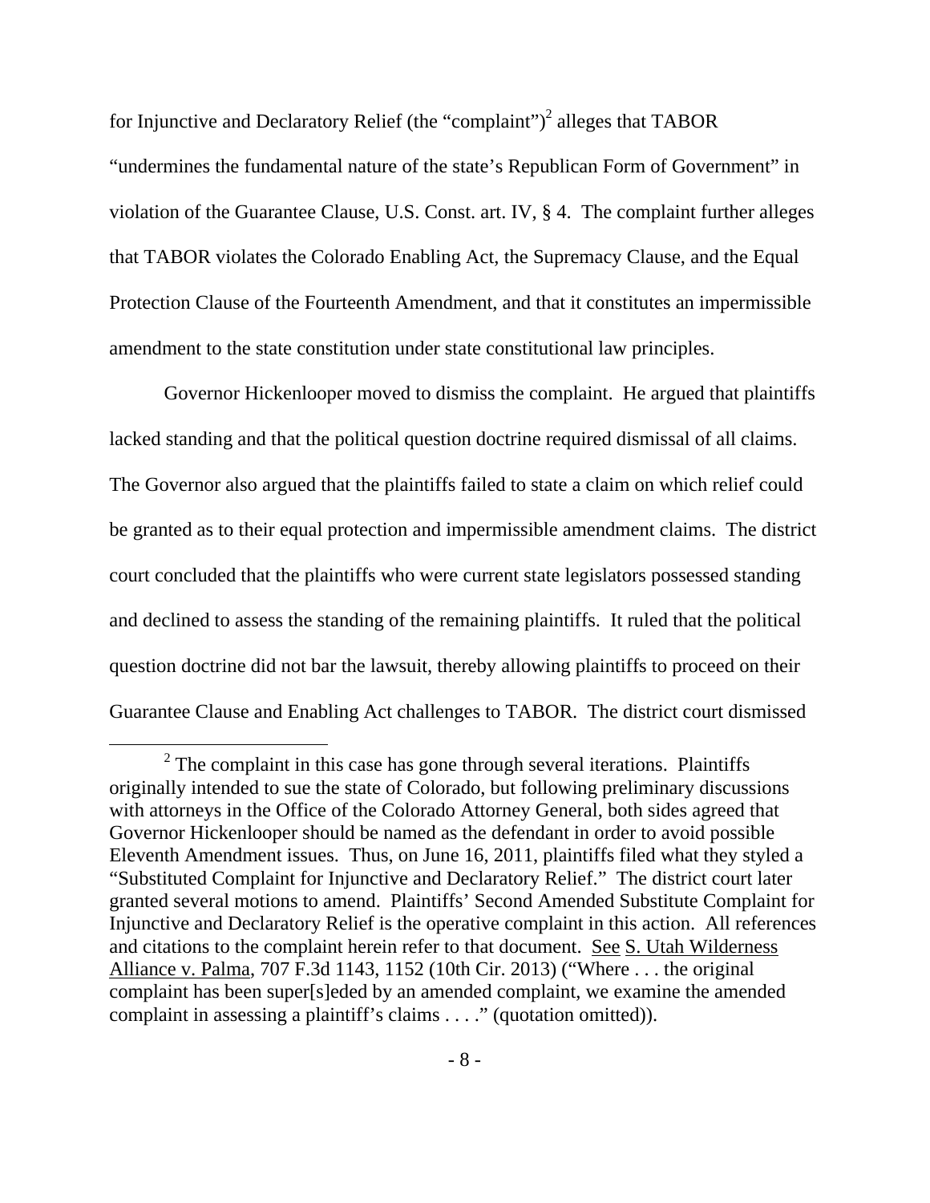for Injunctive and Declaratory Relief (the "complaint")[2] alleges that TABOR "undermines the fundamental nature of the state's Republican Form of Government" in violation of the Guarantee Clause, U.S. Const. art. IV, § 4. The complaint further alleges that TABOR violates the Colorado Enabling Act, the Supremacy Clause, and the Equal Protection Clause of the Fourteenth Amendment, and that it constitutes an impermissible amendment to the state constitution under state constitutional law principles.

Governor Hickenlooper moved to dismiss the complaint. He argued that plaintiffs lacked standing and that the political question doctrine required dismissal of all claims. The Governor also argued that the plaintiffs failed to state a claim on which relief could be granted as to their equal protection and impermissible amendment claims. The district court concluded that the plaintiffs who were current state legislators possessed standing and declined to assess the standing of the remaining plaintiffs. It ruled that the political question doctrine did not bar the lawsuit, thereby allowing plaintiffs to proceed on their Guarantee Clause and Enabling Act challenges to TABOR. The district court dismissed

[2] The complaint in this case has gone through several iterations. Plaintiffs originally intended to sue the state of Colorado, but following preliminary discussions with attorneys in the Office of the Colorado Attorney General, both sides agreed that Governor Hickenlooper should be named as the defendant in order to avoid possible Eleventh Amendment issues. Thus, on June 16, 2011, plaintiffs filed what they styled a "Substituted Complaint for Injunctive and Declaratory Relief." The district court later granted several motions to amend. Plaintiffs' Second Amended Substitute Complaint for Injunctive and Declaratory Relief is the operative complaint in this action. All references and citations to the complaint herein refer to that document. See S. Utah Wilderness Alliance v. Palma, 707 F.3d 1143, 1152 (10th Cir. 2013) ("Where . . . the original complaint has been super[s]eded by an amended complaint, we examine the amended complaint in assessing a plaintiff's claims . . . ." (quotation omitted)).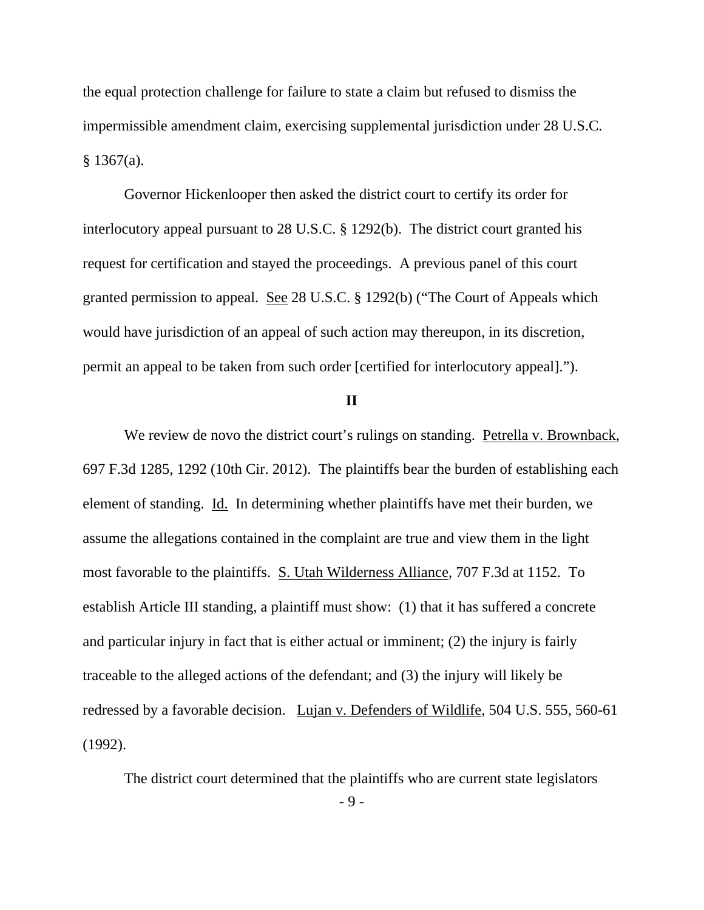the equal protection challenge for failure to state a claim but refused to dismiss the impermissible amendment claim, exercising supplemental jurisdiction under 28 U.S.C. § 1367(a).

Governor Hickenlooper then asked the district court to certify its order for interlocutory appeal pursuant to 28 U.S.C. § 1292(b). The district court granted his request for certification and stayed the proceedings. A previous panel of this court granted permission to appeal. See 28 U.S.C. § 1292(b) ("The Court of Appeals which would have jurisdiction of an appeal of such action may thereupon, in its discretion, permit an appeal to be taken from such order [certified for interlocutory appeal].").

## II

We review de novo the district court's rulings on standing. Petrella v. Brownback, 697 F.3d 1285, 1292 (10th Cir. 2012). The plaintiffs bear the burden of establishing each element of standing. Id. In determining whether plaintiffs have met their burden, we assume the allegations contained in the complaint are true and view them in the light most favorable to the plaintiffs. S. Utah Wilderness Alliance, 707 F.3d at 1152. To establish Article III standing, a plaintiff must show: (1) that it has suffered a concrete and particular injury in fact that is either actual or imminent; (2) the injury is fairly traceable to the alleged actions of the defendant; and (3) the injury will likely be redressed by a favorable decision. Lujan v. Defenders of Wildlife, 504 U.S. 555, 560-61 (1992).

The district court determined that the plaintiffs who are current state legislators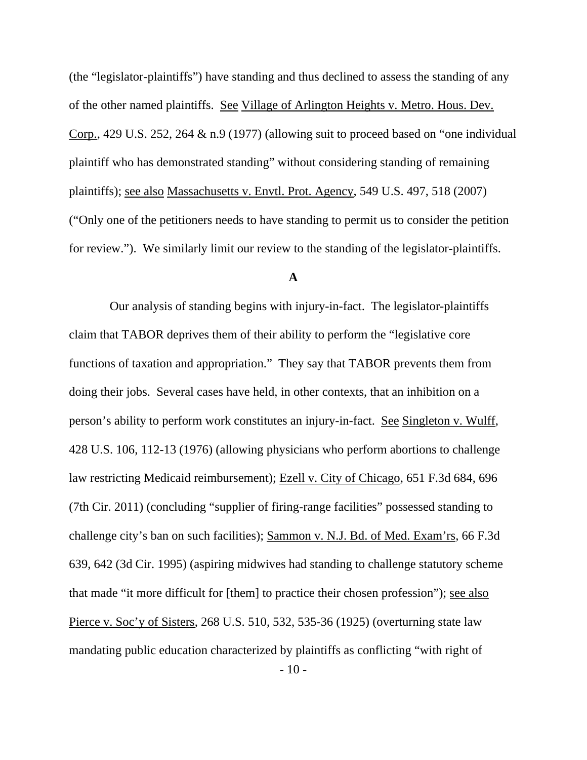(the "legislator-plaintiffs") have standing and thus declined to assess the standing of any of the other named plaintiffs. See Village of Arlington Heights v. Metro. Hous. Dev. Corp., 429 U.S. 252, 264 & n.9 (1977) (allowing suit to proceed based on "one individual plaintiff who has demonstrated standing" without considering standing of remaining plaintiffs); see also Massachusetts v. Envtl. Prot. Agency, 549 U.S. 497, 518 (2007) ("Only one of the petitioners needs to have standing to permit us to consider the petition for review."). We similarly limit our review to the standing of the legislator-plaintiffs.

### A

Our analysis of standing begins with injury-in-fact. The legislator-plaintiffs claim that TABOR deprives them of their ability to perform the "legislative core functions of taxation and appropriation." They say that TABOR prevents them from doing their jobs. Several cases have held, in other contexts, that an inhibition on a person's ability to perform work constitutes an injury-in-fact. See Singleton v. Wulff, 428 U.S. 106, 112-13 (1976) (allowing physicians who perform abortions to challenge law restricting Medicaid reimbursement); Ezell v. City of Chicago, 651 F.3d 684, 696 (7th Cir. 2011) (concluding "supplier of firing-range facilities" possessed standing to challenge city's ban on such facilities); Sammon v. N.J. Bd. of Med. Exam'rs, 66 F.3d 639, 642 (3d Cir. 1995) (aspiring midwives had standing to challenge statutory scheme that made "it more difficult for [them] to practice their chosen profession"); see also Pierce v. Soc'y of Sisters, 268 U.S. 510, 532, 535-36 (1925) (overturning state law mandating public education characterized by plaintiffs as conflicting "with right of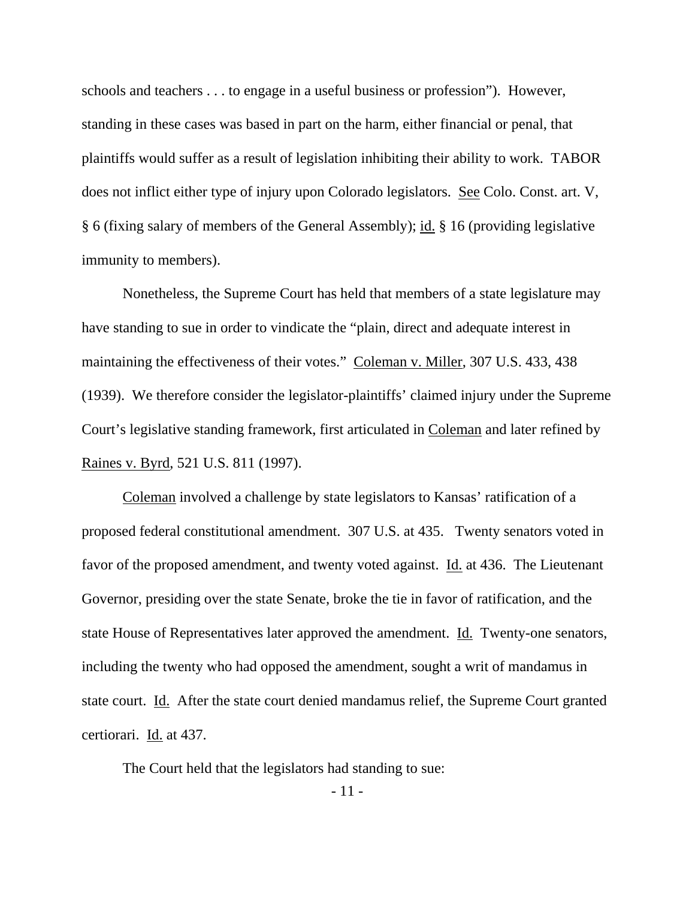schools and teachers . . . to engage in a useful business or profession"). However, standing in these cases was based in part on the harm, either financial or penal, that plaintiffs would suffer as a result of legislation inhibiting their ability to work. TABOR does not inflict either type of injury upon Colorado legislators. See Colo. Const. art. V, § 6 (fixing salary of members of the General Assembly); id. § 16 (providing legislative immunity to members).

Nonetheless, the Supreme Court has held that members of a state legislature may have standing to sue in order to vindicate the "plain, direct and adequate interest in maintaining the effectiveness of their votes." Coleman v. Miller, 307 U.S. 433, 438 (1939). We therefore consider the legislator-plaintiffs' claimed injury under the Supreme Court's legislative standing framework, first articulated in Coleman and later refined by Raines v. Byrd, 521 U.S. 811 (1997).

Coleman involved a challenge by state legislators to Kansas' ratification of a proposed federal constitutional amendment. 307 U.S. at 435. Twenty senators voted in favor of the proposed amendment, and twenty voted against. Id. at 436. The Lieutenant Governor, presiding over the state Senate, broke the tie in favor of ratification, and the state House of Representatives later approved the amendment. Id. Twenty-one senators, including the twenty who had opposed the amendment, sought a writ of mandamus in state court. Id. After the state court denied mandamus relief, the Supreme Court granted certiorari. Id. at 437.

The Court held that the legislators had standing to sue: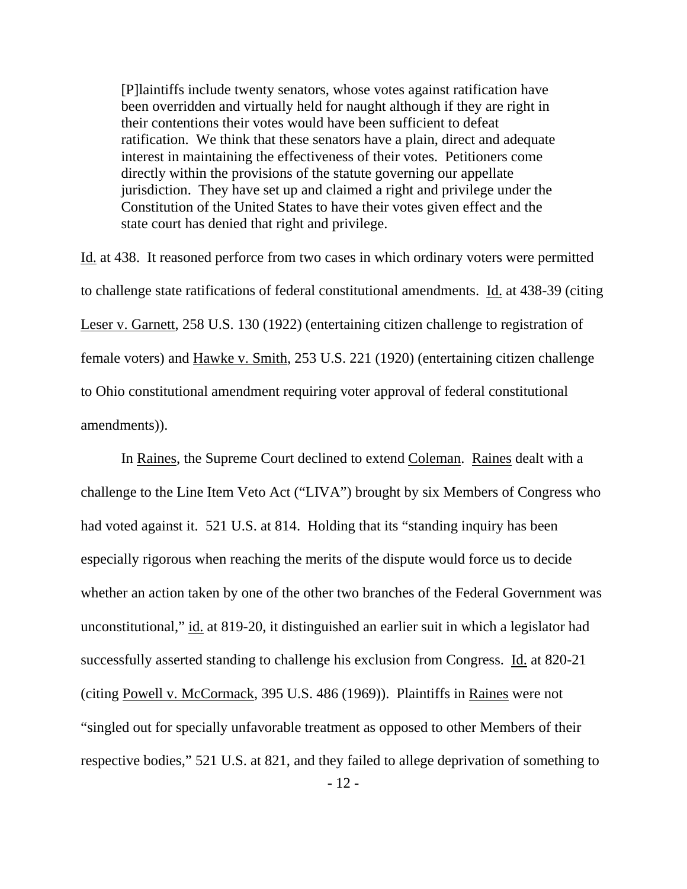> [P]laintiffs include twenty senators, whose votes against ratification have been overridden and virtually held for naught although if they are right in their contentions their votes would have been sufficient to defeat ratification. We think that these senators have a plain, direct and adequate interest in maintaining the effectiveness of their votes. Petitioners come directly within the provisions of the statute governing our appellate jurisdiction. They have set up and claimed a right and privilege under the Constitution of the United States to have their votes given effect and the state court has denied that right and privilege.

Id. at 438. It reasoned perforce from two cases in which ordinary voters were permitted to challenge state ratifications of federal constitutional amendments. Id. at 438-39 (citing Leser v. Garnett, 258 U.S. 130 (1922) (entertaining citizen challenge to registration of female voters) and Hawke v. Smith, 253 U.S. 221 (1920) (entertaining citizen challenge to Ohio constitutional amendment requiring voter approval of federal constitutional amendments)).

In Raines, the Supreme Court declined to extend Coleman. Raines dealt with a challenge to the Line Item Veto Act ("LIVA") brought by six Members of Congress who had voted against it. 521 U.S. at 814. Holding that its "standing inquiry has been especially rigorous when reaching the merits of the dispute would force us to decide whether an action taken by one of the other two branches of the Federal Government was unconstitutional," id. at 819-20, it distinguished an earlier suit in which a legislator had successfully asserted standing to challenge his exclusion from Congress. Id. at 820-21 (citing Powell v. McCormack, 395 U.S. 486 (1969)). Plaintiffs in Raines were not "singled out for specially unfavorable treatment as opposed to other Members of their respective bodies," 521 U.S. at 821, and they failed to allege deprivation of something to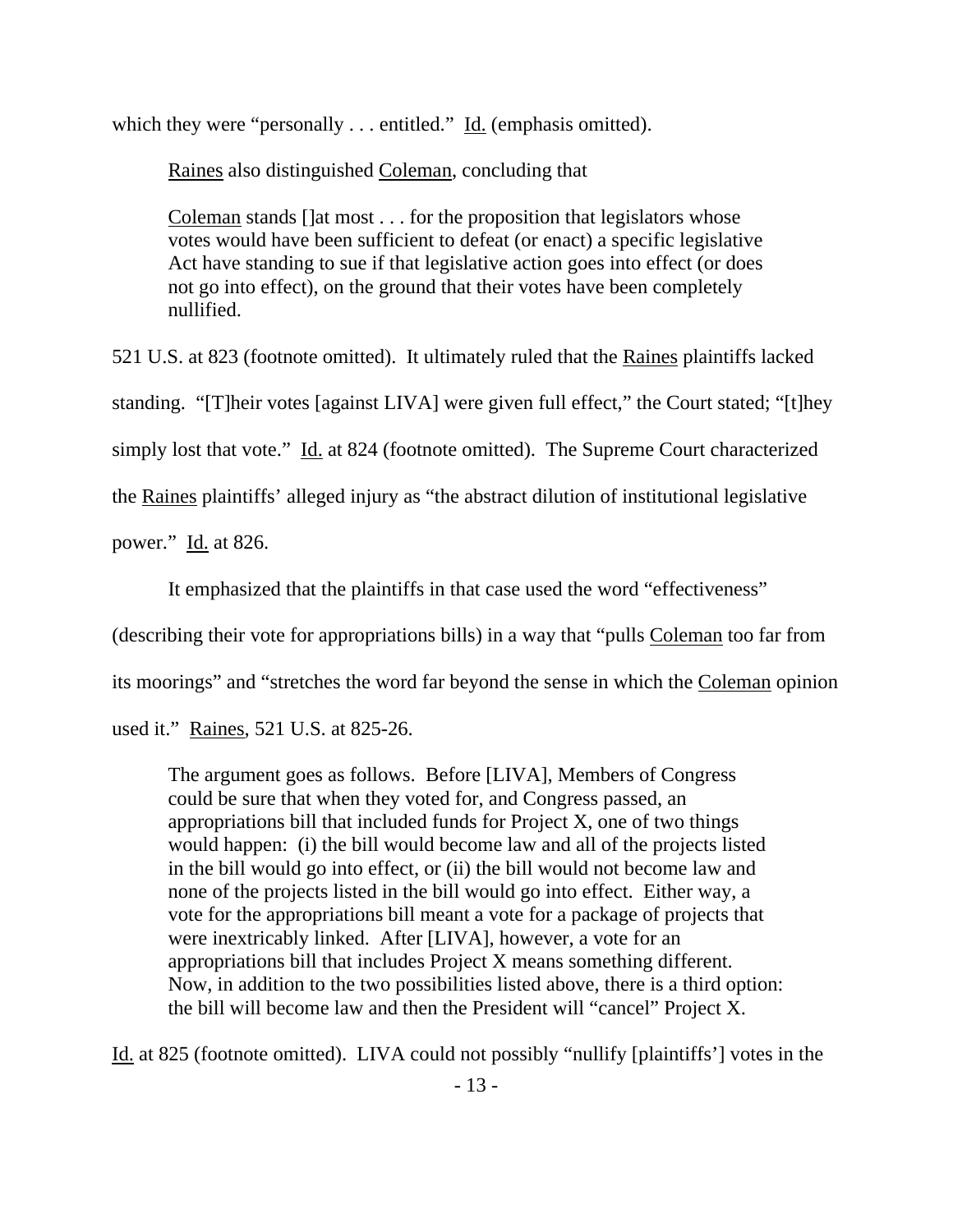which they were "personally . . . entitled." Id. (emphasis omitted).

Raines also distinguished Coleman, concluding that

> Coleman stands []at most . . . for the proposition that legislators whose votes would have been sufficient to defeat (or enact) a specific legislative Act have standing to sue if that legislative action goes into effect (or does not go into effect), on the ground that their votes have been completely nullified.

521 U.S. at 823 (footnote omitted). It ultimately ruled that the Raines plaintiffs lacked standing. "[T]heir votes [against LIVA] were given full effect," the Court stated; "[t]hey simply lost that vote." Id. at 824 (footnote omitted). The Supreme Court characterized the Raines plaintiffs' alleged injury as "the abstract dilution of institutional legislative power." Id. at 826.

It emphasized that the plaintiffs in that case used the word "effectiveness" (describing their vote for appropriations bills) in a way that "pulls Coleman too far from its moorings" and "stretches the word far beyond the sense in which the Coleman opinion used it." Raines, 521 U.S. at 825-26.

> The argument goes as follows. Before [LIVA], Members of Congress could be sure that when they voted for, and Congress passed, an appropriations bill that included funds for Project X, one of two things would happen: (i) the bill would become law and all of the projects listed in the bill would go into effect, or (ii) the bill would not become law and none of the projects listed in the bill would go into effect. Either way, a vote for the appropriations bill meant a vote for a package of projects that were inextricably linked. After [LIVA], however, a vote for an appropriations bill that includes Project X means something different. Now, in addition to the two possibilities listed above, there is a third option: the bill will become law and then the President will "cancel" Project X.

Id. at 825 (footnote omitted). LIVA could not possibly "nullify [plaintiffs'] votes in the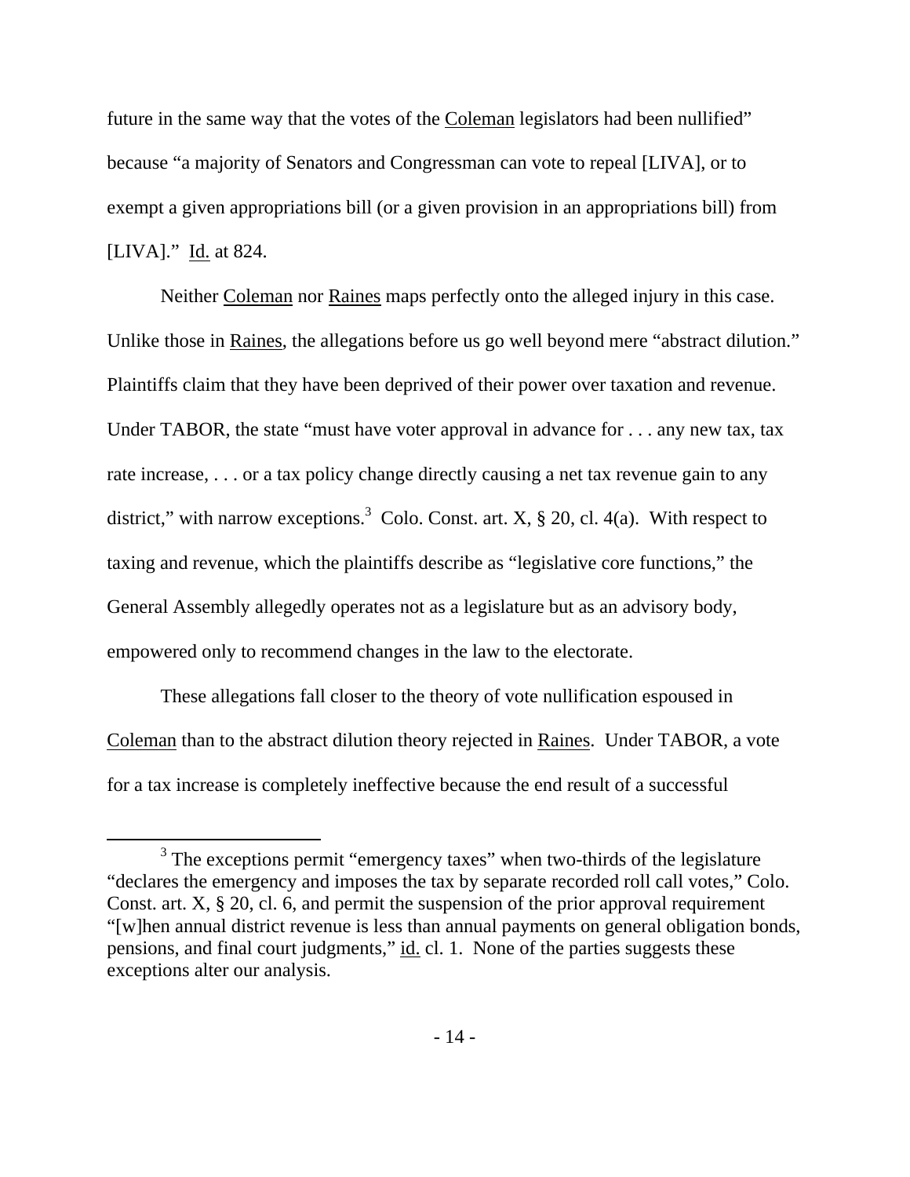future in the same way that the votes of the Coleman legislators had been nullified" because "a majority of Senators and Congressman can vote to repeal [LIVA], or to exempt a given appropriations bill (or a given provision in an appropriations bill) from [LIVA]." Id. at 824.

Neither Coleman nor Raines maps perfectly onto the alleged injury in this case. Unlike those in Raines, the allegations before us go well beyond mere "abstract dilution." Plaintiffs claim that they have been deprived of their power over taxation and revenue. Under TABOR, the state "must have voter approval in advance for . . . any new tax, tax rate increase, . . . or a tax policy change directly causing a net tax revenue gain to any district," with narrow exceptions.[3] Colo. Const. art. X, § 20, cl. 4(a). With respect to taxing and revenue, which the plaintiffs describe as "legislative core functions," the General Assembly allegedly operates not as a legislature but as an advisory body, empowered only to recommend changes in the law to the electorate.

These allegations fall closer to the theory of vote nullification espoused in Coleman than to the abstract dilution theory rejected in Raines. Under TABOR, a vote for a tax increase is completely ineffective because the end result of a successful

[3] The exceptions permit "emergency taxes" when two-thirds of the legislature "declares the emergency and imposes the tax by separate recorded roll call votes," Colo. Const. art. X, § 20, cl. 6, and permit the suspension of the prior approval requirement "[w]hen annual district revenue is less than annual payments on general obligation bonds, pensions, and final court judgments," id. cl. 1. None of the parties suggests these exceptions alter our analysis.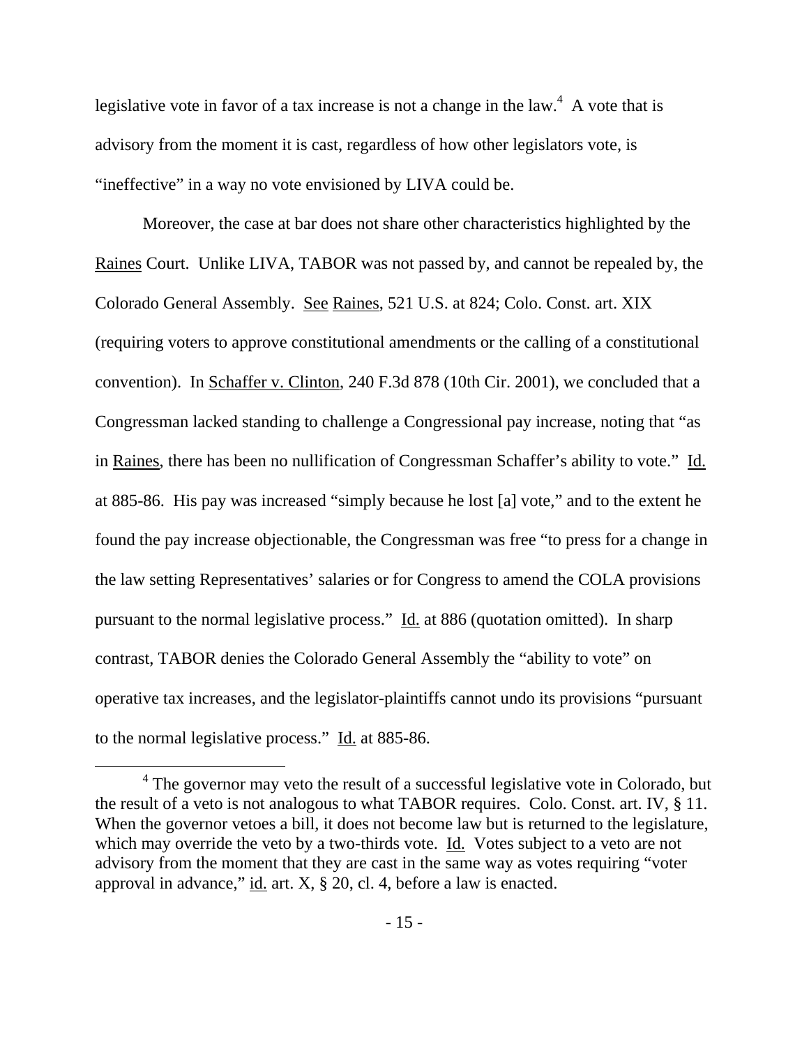legislative vote in favor of a tax increase is not a change in the law.[4] A vote that is advisory from the moment it is cast, regardless of how other legislators vote, is "ineffective" in a way no vote envisioned by LIVA could be.

Moreover, the case at bar does not share other characteristics highlighted by the Raines Court. Unlike LIVA, TABOR was not passed by, and cannot be repealed by, the Colorado General Assembly. See Raines, 521 U.S. at 824; Colo. Const. art. XIX (requiring voters to approve constitutional amendments or the calling of a constitutional convention). In Schaffer v. Clinton, 240 F.3d 878 (10th Cir. 2001), we concluded that a Congressman lacked standing to challenge a Congressional pay increase, noting that "as in Raines, there has been no nullification of Congressman Schaffer's ability to vote." Id. at 885-86. His pay was increased "simply because he lost [a] vote," and to the extent he found the pay increase objectionable, the Congressman was free "to press for a change in the law setting Representatives' salaries or for Congress to amend the COLA provisions pursuant to the normal legislative process." Id. at 886 (quotation omitted). In sharp contrast, TABOR denies the Colorado General Assembly the "ability to vote" on operative tax increases, and the legislator-plaintiffs cannot undo its provisions "pursuant to the normal legislative process." Id. at 885-86.

[4] The governor may veto the result of a successful legislative vote in Colorado, but the result of a veto is not analogous to what TABOR requires. Colo. Const. art. IV, § 11. When the governor vetoes a bill, it does not become law but is returned to the legislature, which may override the veto by a two-thirds vote. Id. Votes subject to a veto are not advisory from the moment that they are cast in the same way as votes requiring "voter approval in advance," id. art. X, § 20, cl. 4, before a law is enacted.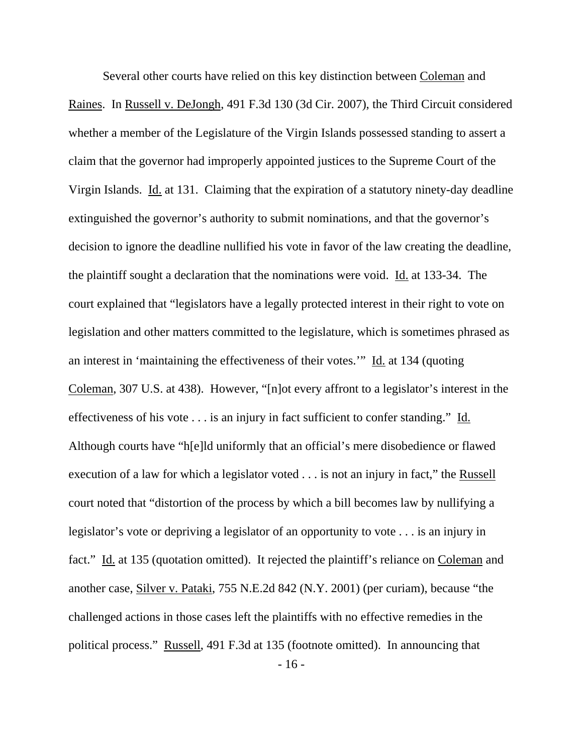Several other courts have relied on this key distinction between Coleman and Raines. In Russell v. DeJongh, 491 F.3d 130 (3d Cir. 2007), the Third Circuit considered whether a member of the Legislature of the Virgin Islands possessed standing to assert a claim that the governor had improperly appointed justices to the Supreme Court of the Virgin Islands. Id. at 131. Claiming that the expiration of a statutory ninety-day deadline extinguished the governor's authority to submit nominations, and that the governor's decision to ignore the deadline nullified his vote in favor of the law creating the deadline, the plaintiff sought a declaration that the nominations were void. Id. at 133-34. The court explained that "legislators have a legally protected interest in their right to vote on legislation and other matters committed to the legislature, which is sometimes phrased as an interest in 'maintaining the effectiveness of their votes.'" Id. at 134 (quoting Coleman, 307 U.S. at 438). However, "[n]ot every affront to a legislator's interest in the effectiveness of his vote . . . is an injury in fact sufficient to confer standing." Id. Although courts have "h[e]ld uniformly that an official's mere disobedience or flawed execution of a law for which a legislator voted . . . is not an injury in fact," the Russell court noted that "distortion of the process by which a bill becomes law by nullifying a legislator's vote or depriving a legislator of an opportunity to vote . . . is an injury in fact." Id. at 135 (quotation omitted). It rejected the plaintiff's reliance on Coleman and another case, Silver v. Pataki, 755 N.E.2d 842 (N.Y. 2001) (per curiam), because "the challenged actions in those cases left the plaintiffs with no effective remedies in the political process." Russell, 491 F.3d at 135 (footnote omitted). In announcing that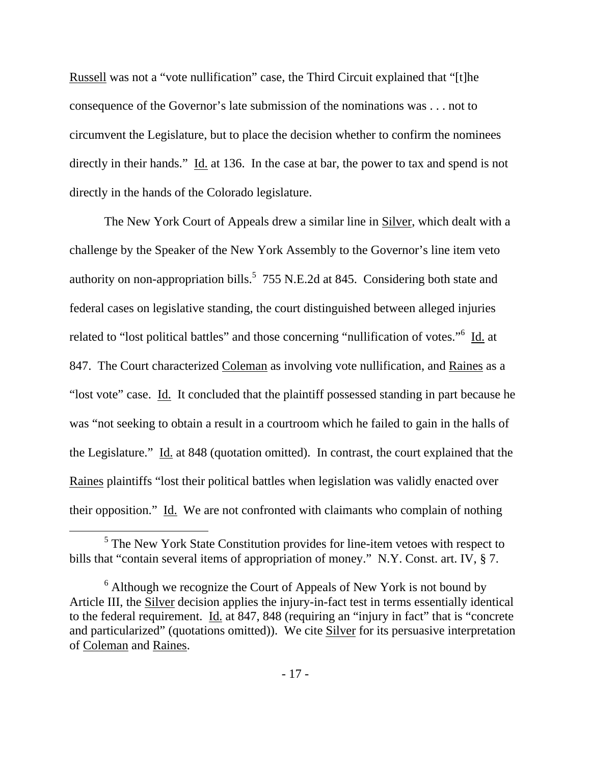Russell was not a "vote nullification" case, the Third Circuit explained that "[t]he consequence of the Governor's late submission of the nominations was . . . not to circumvent the Legislature, but to place the decision whether to confirm the nominees directly in their hands." Id. at 136. In the case at bar, the power to tax and spend is not directly in the hands of the Colorado legislature.

The New York Court of Appeals drew a similar line in Silver, which dealt with a challenge by the Speaker of the New York Assembly to the Governor's line item veto authority on non-appropriation bills.[5] 755 N.E.2d at 845. Considering both state and federal cases on legislative standing, the court distinguished between alleged injuries related to "lost political battles" and those concerning "nullification of votes."[6] Id. at 847. The Court characterized Coleman as involving vote nullification, and Raines as a "lost vote" case. Id. It concluded that the plaintiff possessed standing in part because he was "not seeking to obtain a result in a courtroom which he failed to gain in the halls of the Legislature." Id. at 848 (quotation omitted). In contrast, the court explained that the Raines plaintiffs "lost their political battles when legislation was validly enacted over their opposition." Id. We are not confronted with claimants who complain of nothing

[5] The New York State Constitution provides for line-item vetoes with respect to bills that "contain several items of appropriation of money." N.Y. Const. art. IV, § 7.

[6] Although we recognize the Court of Appeals of New York is not bound by Article III, the Silver decision applies the injury-in-fact test in terms essentially identical to the federal requirement. Id. at 847, 848 (requiring an "injury in fact" that is "concrete and particularized" (quotations omitted)). We cite Silver for its persuasive interpretation of Coleman and Raines.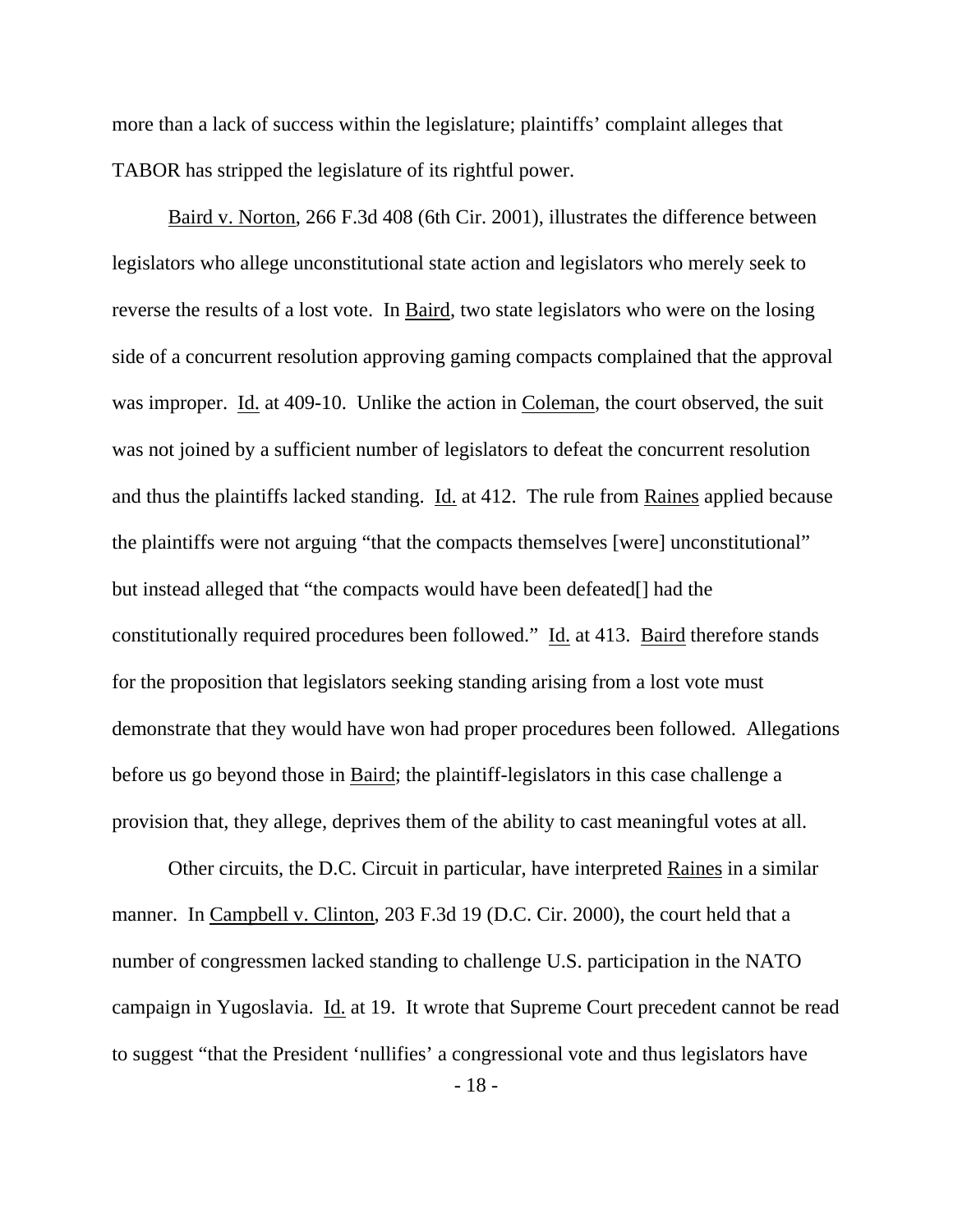more than a lack of success within the legislature; plaintiffs' complaint alleges that TABOR has stripped the legislature of its rightful power.

Baird v. Norton, 266 F.3d 408 (6th Cir. 2001), illustrates the difference between legislators who allege unconstitutional state action and legislators who merely seek to reverse the results of a lost vote. In Baird, two state legislators who were on the losing side of a concurrent resolution approving gaming compacts complained that the approval was improper. Id. at 409-10. Unlike the action in Coleman, the court observed, the suit was not joined by a sufficient number of legislators to defeat the concurrent resolution and thus the plaintiffs lacked standing. Id. at 412. The rule from Raines applied because the plaintiffs were not arguing "that the compacts themselves [were] unconstitutional" but instead alleged that "the compacts would have been defeated[] had the constitutionally required procedures been followed." Id. at 413. Baird therefore stands for the proposition that legislators seeking standing arising from a lost vote must demonstrate that they would have won had proper procedures been followed. Allegations before us go beyond those in Baird; the plaintiff-legislators in this case challenge a provision that, they allege, deprives them of the ability to cast meaningful votes at all.

Other circuits, the D.C. Circuit in particular, have interpreted Raines in a similar manner. In Campbell v. Clinton, 203 F.3d 19 (D.C. Cir. 2000), the court held that a number of congressmen lacked standing to challenge U.S. participation in the NATO campaign in Yugoslavia. Id. at 19. It wrote that Supreme Court precedent cannot be read to suggest "that the President 'nullifies' a congressional vote and thus legislators have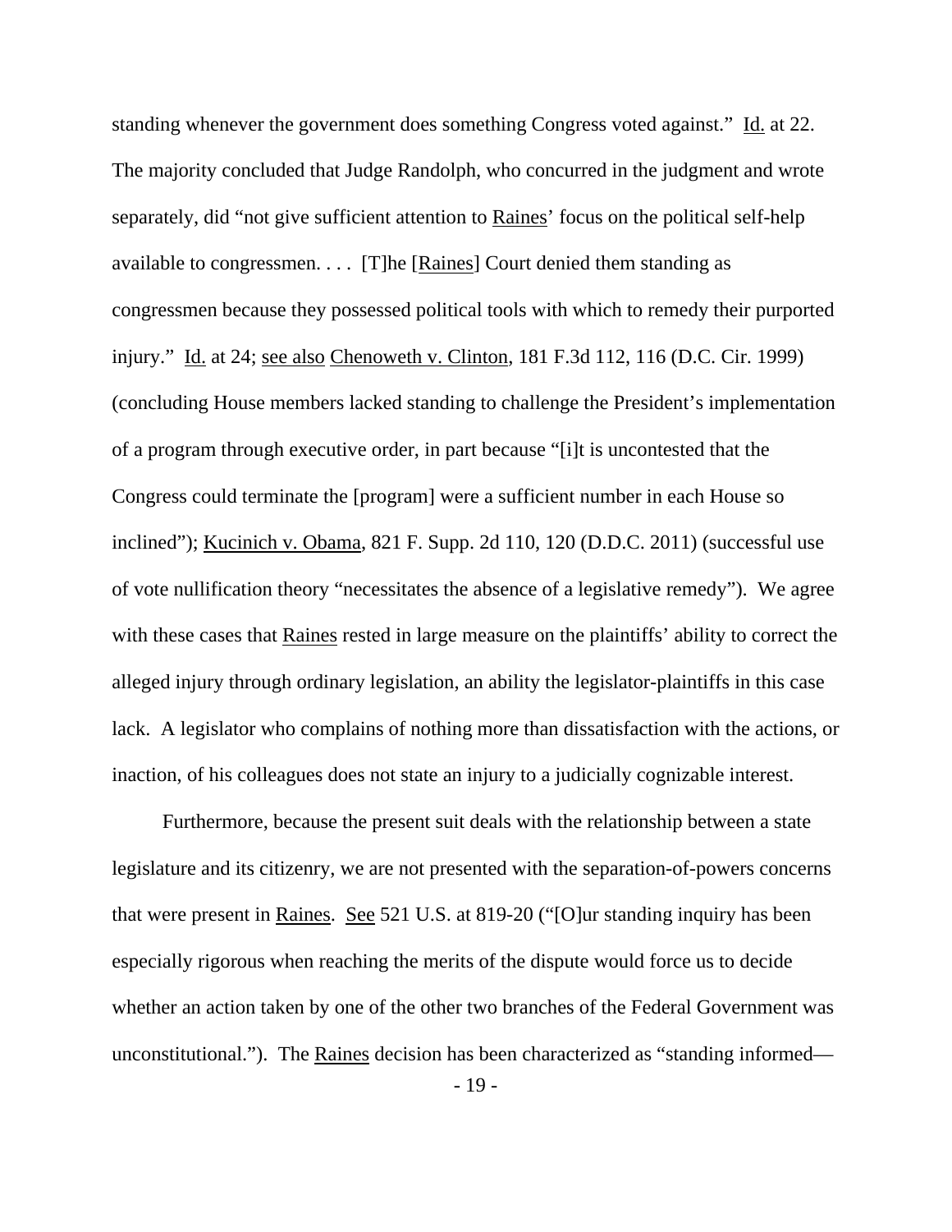standing whenever the government does something Congress voted against." Id. at 22. The majority concluded that Judge Randolph, who concurred in the judgment and wrote separately, did "not give sufficient attention to Raines' focus on the political self-help available to congressmen. . . . [T]he [Raines] Court denied them standing as congressmen because they possessed political tools with which to remedy their purported injury." Id. at 24; see also Chenoweth v. Clinton, 181 F.3d 112, 116 (D.C. Cir. 1999) (concluding House members lacked standing to challenge the President's implementation of a program through executive order, in part because "[i]t is uncontested that the Congress could terminate the [program] were a sufficient number in each House so inclined"); Kucinich v. Obama, 821 F. Supp. 2d 110, 120 (D.D.C. 2011) (successful use of vote nullification theory "necessitates the absence of a legislative remedy"). We agree with these cases that Raines rested in large measure on the plaintiffs' ability to correct the alleged injury through ordinary legislation, an ability the legislator-plaintiffs in this case lack. A legislator who complains of nothing more than dissatisfaction with the actions, or inaction, of his colleagues does not state an injury to a judicially cognizable interest.

Furthermore, because the present suit deals with the relationship between a state legislature and its citizenry, we are not presented with the separation-of-powers concerns that were present in Raines. See 521 U.S. at 819-20 ("[O]ur standing inquiry has been especially rigorous when reaching the merits of the dispute would force us to decide whether an action taken by one of the other two branches of the Federal Government was unconstitutional."). The Raines decision has been characterized as "standing informed—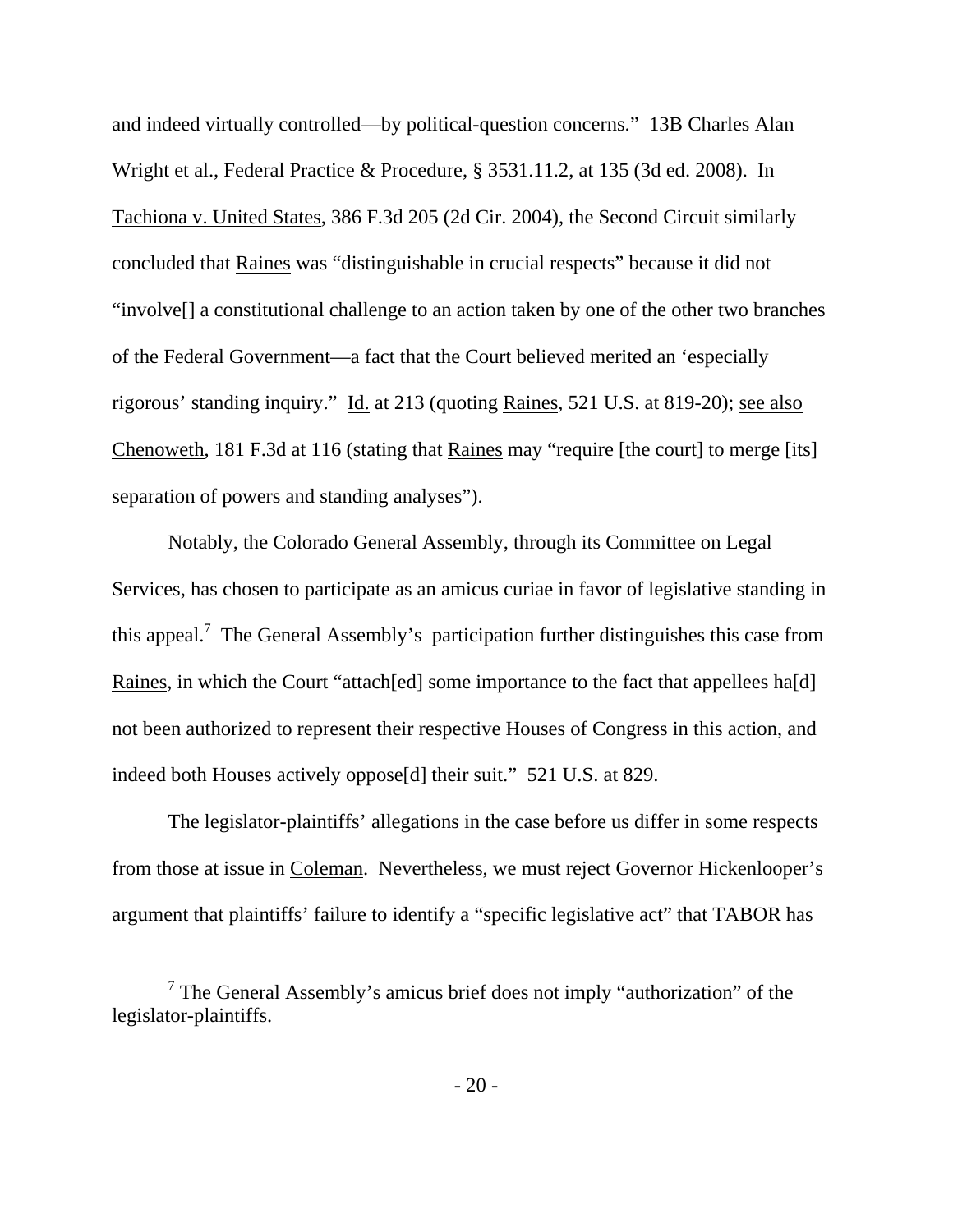and indeed virtually controlled—by political-question concerns." 13B Charles Alan Wright et al., Federal Practice & Procedure, § 3531.11.2, at 135 (3d ed. 2008). In Tachiona v. United States, 386 F.3d 205 (2d Cir. 2004), the Second Circuit similarly concluded that Raines was "distinguishable in crucial respects" because it did not "involve[] a constitutional challenge to an action taken by one of the other two branches of the Federal Government—a fact that the Court believed merited an 'especially rigorous' standing inquiry." Id. at 213 (quoting Raines, 521 U.S. at 819-20); see also Chenoweth, 181 F.3d at 116 (stating that Raines may "require [the court] to merge [its] separation of powers and standing analyses").

Notably, the Colorado General Assembly, through its Committee on Legal Services, has chosen to participate as an amicus curiae in favor of legislative standing in this appeal.[7] The General Assembly's participation further distinguishes this case from Raines, in which the Court "attach[ed] some importance to the fact that appellees ha[d] not been authorized to represent their respective Houses of Congress in this action, and indeed both Houses actively oppose[d] their suit." 521 U.S. at 829.

The legislator-plaintiffs' allegations in the case before us differ in some respects from those at issue in Coleman. Nevertheless, we must reject Governor Hickenlooper's argument that plaintiffs' failure to identify a "specific legislative act" that TABOR has

[7] The General Assembly's amicus brief does not imply "authorization" of the legislator-plaintiffs.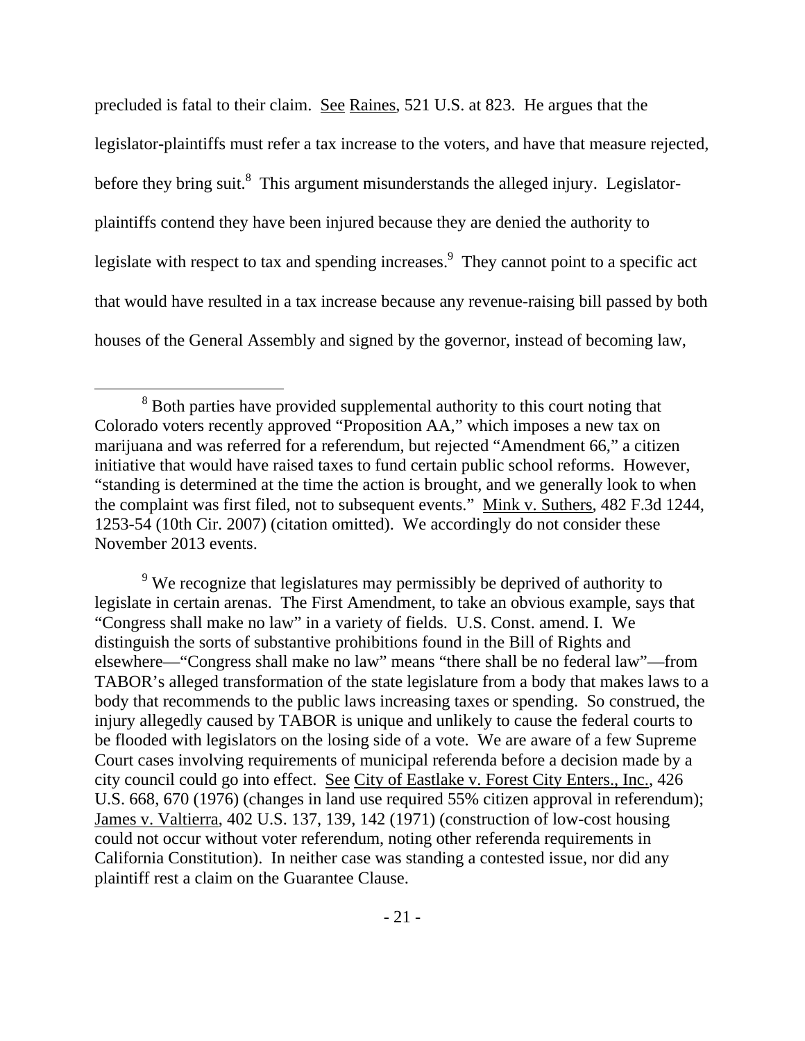precluded is fatal to their claim. See Raines, 521 U.S. at 823. He argues that the legislator-plaintiffs must refer a tax increase to the voters, and have that measure rejected, before they bring suit.[8] This argument misunderstands the alleged injury. Legislator-plaintiffs contend they have been injured because they are denied the authority to legislate with respect to tax and spending increases.[9] They cannot point to a specific act that would have resulted in a tax increase because any revenue-raising bill passed by both houses of the General Assembly and signed by the governor, instead of becoming law,

---

[8] Both parties have provided supplemental authority to this court noting that Colorado voters recently approved "Proposition AA," which imposes a new tax on marijuana and was referred for a referendum, but rejected "Amendment 66," a citizen initiative that would have raised taxes to fund certain public school reforms. However, "standing is determined at the time the action is brought, and we generally look to when the complaint was first filed, not to subsequent events." Mink v. Suthers, 482 F.3d 1244, 1253-54 (10th Cir. 2007) (citation omitted). We accordingly do not consider these November 2013 events.

[9] We recognize that legislatures may permissibly be deprived of authority to legislate in certain arenas. The First Amendment, to take an obvious example, says that "Congress shall make no law" in a variety of fields. U.S. Const. amend. I. We distinguish the sorts of substantive prohibitions found in the Bill of Rights and elsewhere—"Congress shall make no law" means "there shall be no federal law"—from TABOR's alleged transformation of the state legislature from a body that makes laws to a body that recommends to the public laws increasing taxes or spending. So construed, the injury allegedly caused by TABOR is unique and unlikely to cause the federal courts to be flooded with legislators on the losing side of a vote. We are aware of a few Supreme Court cases involving requirements of municipal referenda before a decision made by a city council could go into effect. See City of Eastlake v. Forest City Enters., Inc., 426 U.S. 668, 670 (1976) (changes in land use required 55% citizen approval in referendum); James v. Valtierra, 402 U.S. 137, 139, 142 (1971) (construction of low-cost housing could not occur without voter referendum, noting other referenda requirements in California Constitution). In neither case was standing a contested issue, nor did any plaintiff rest a claim on the Guarantee Clause.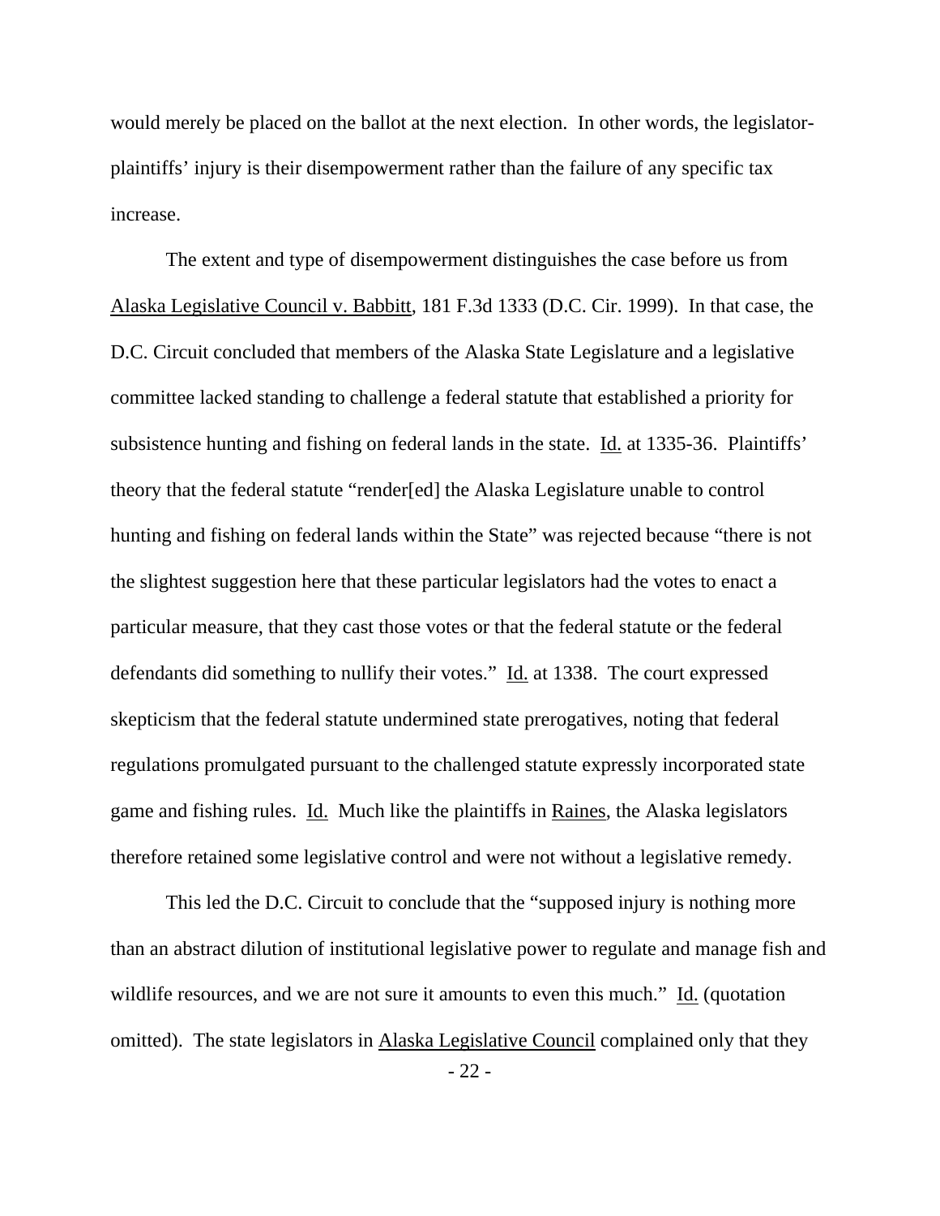would merely be placed on the ballot at the next election. In other words, the legislator-plaintiffs' injury is their disempowerment rather than the failure of any specific tax increase.

The extent and type of disempowerment distinguishes the case before us from Alaska Legislative Council v. Babbitt, 181 F.3d 1333 (D.C. Cir. 1999). In that case, the D.C. Circuit concluded that members of the Alaska State Legislature and a legislative committee lacked standing to challenge a federal statute that established a priority for subsistence hunting and fishing on federal lands in the state. Id. at 1335-36. Plaintiffs' theory that the federal statute "render[ed] the Alaska Legislature unable to control hunting and fishing on federal lands within the State" was rejected because "there is not the slightest suggestion here that these particular legislators had the votes to enact a particular measure, that they cast those votes or that the federal statute or the federal defendants did something to nullify their votes." Id. at 1338. The court expressed skepticism that the federal statute undermined state prerogatives, noting that federal regulations promulgated pursuant to the challenged statute expressly incorporated state game and fishing rules. Id. Much like the plaintiffs in Raines, the Alaska legislators therefore retained some legislative control and were not without a legislative remedy.

This led the D.C. Circuit to conclude that the "supposed injury is nothing more than an abstract dilution of institutional legislative power to regulate and manage fish and wildlife resources, and we are not sure it amounts to even this much." Id. (quotation omitted). The state legislators in Alaska Legislative Council complained only that they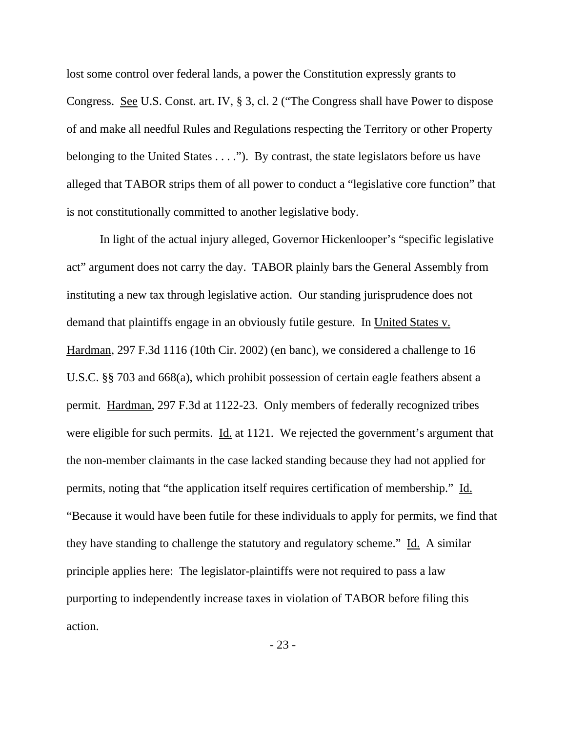lost some control over federal lands, a power the Constitution expressly grants to Congress. See U.S. Const. art. IV, § 3, cl. 2 ("The Congress shall have Power to dispose of and make all needful Rules and Regulations respecting the Territory or other Property belonging to the United States . . . ."). By contrast, the state legislators before us have alleged that TABOR strips them of all power to conduct a "legislative core function" that is not constitutionally committed to another legislative body.

In light of the actual injury alleged, Governor Hickenlooper's "specific legislative act" argument does not carry the day. TABOR plainly bars the General Assembly from instituting a new tax through legislative action. Our standing jurisprudence does not demand that plaintiffs engage in an obviously futile gesture. In United States v. Hardman, 297 F.3d 1116 (10th Cir. 2002) (en banc), we considered a challenge to 16 U.S.C. §§ 703 and 668(a), which prohibit possession of certain eagle feathers absent a permit. Hardman, 297 F.3d at 1122-23. Only members of federally recognized tribes were eligible for such permits. Id. at 1121. We rejected the government's argument that the non-member claimants in the case lacked standing because they had not applied for permits, noting that "the application itself requires certification of membership." Id. "Because it would have been futile for these individuals to apply for permits, we find that they have standing to challenge the statutory and regulatory scheme." Id. A similar principle applies here: The legislator-plaintiffs were not required to pass a law purporting to independently increase taxes in violation of TABOR before filing this action.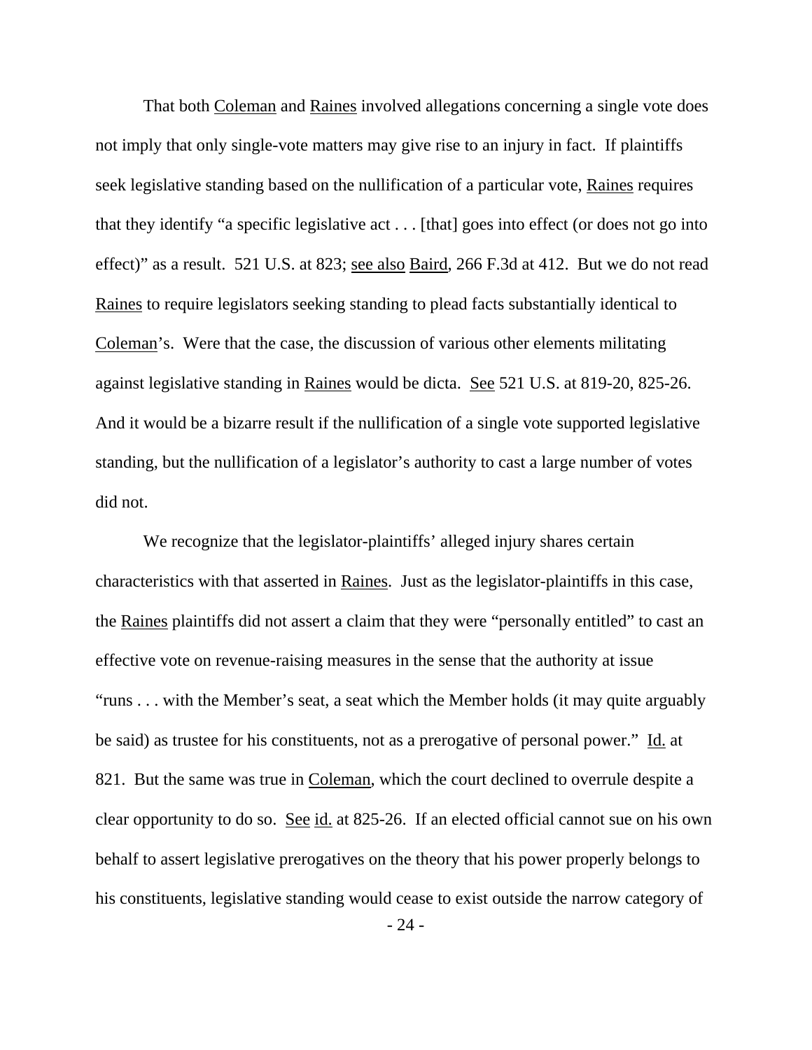That both Coleman and Raines involved allegations concerning a single vote does not imply that only single-vote matters may give rise to an injury in fact. If plaintiffs seek legislative standing based on the nullification of a particular vote, Raines requires that they identify "a specific legislative act . . . [that] goes into effect (or does not go into effect)" as a result. 521 U.S. at 823; see also Baird, 266 F.3d at 412. But we do not read Raines to require legislators seeking standing to plead facts substantially identical to Coleman's. Were that the case, the discussion of various other elements militating against legislative standing in Raines would be dicta. See 521 U.S. at 819-20, 825-26. And it would be a bizarre result if the nullification of a single vote supported legislative standing, but the nullification of a legislator's authority to cast a large number of votes did not.

We recognize that the legislator-plaintiffs' alleged injury shares certain characteristics with that asserted in Raines. Just as the legislator-plaintiffs in this case, the Raines plaintiffs did not assert a claim that they were "personally entitled" to cast an effective vote on revenue-raising measures in the sense that the authority at issue "runs . . . with the Member's seat, a seat which the Member holds (it may quite arguably be said) as trustee for his constituents, not as a prerogative of personal power." Id. at 821. But the same was true in Coleman, which the court declined to overrule despite a clear opportunity to do so. See id. at 825-26. If an elected official cannot sue on his own behalf to assert legislative prerogatives on the theory that his power properly belongs to his constituents, legislative standing would cease to exist outside the narrow category of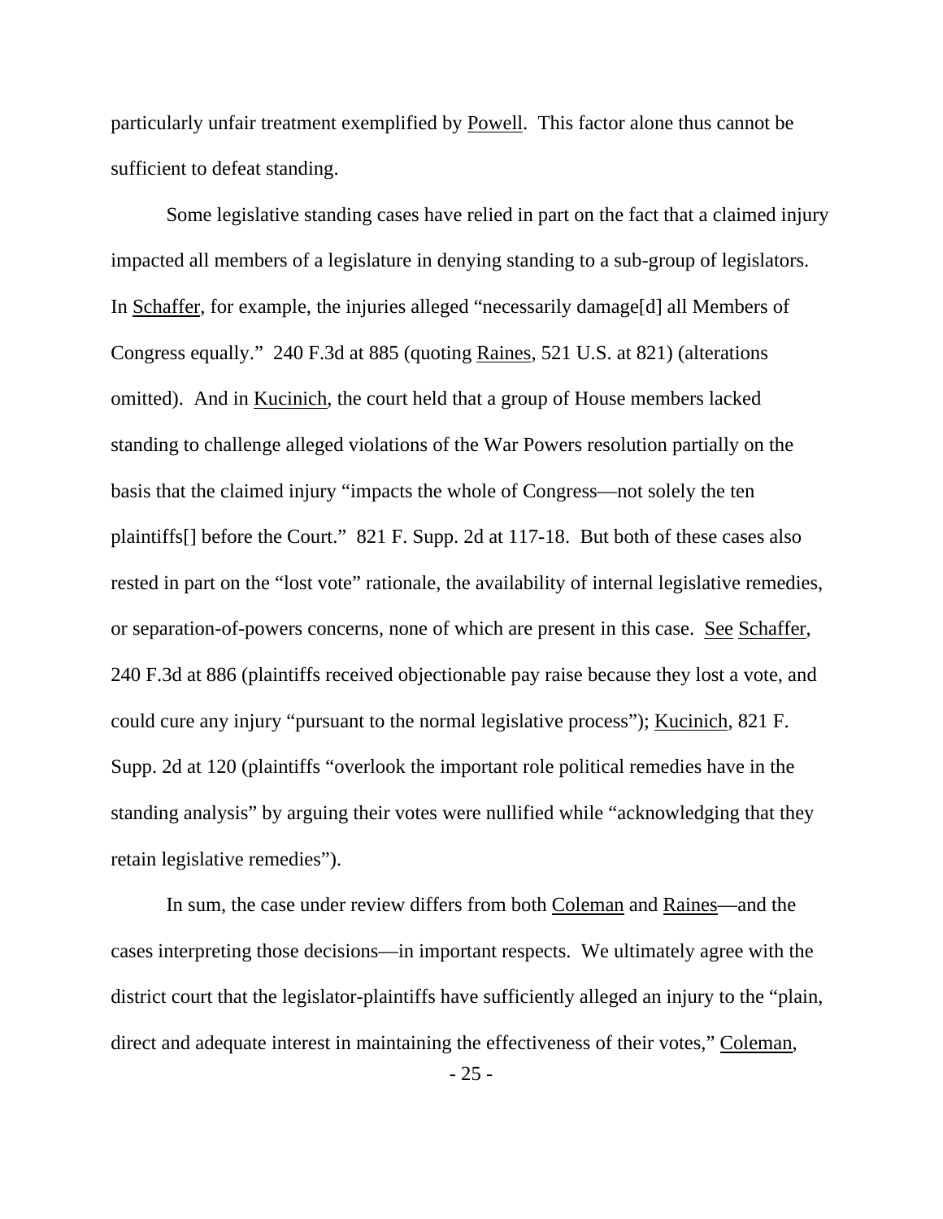particularly unfair treatment exemplified by Powell. This factor alone thus cannot be sufficient to defeat standing.

Some legislative standing cases have relied in part on the fact that a claimed injury impacted all members of a legislature in denying standing to a sub-group of legislators. In Schaffer, for example, the injuries alleged "necessarily damage[d] all Members of Congress equally." 240 F.3d at 885 (quoting Raines, 521 U.S. at 821) (alterations omitted). And in Kucinich, the court held that a group of House members lacked standing to challenge alleged violations of the War Powers resolution partially on the basis that the claimed injury "impacts the whole of Congress—not solely the ten plaintiffs[] before the Court." 821 F. Supp. 2d at 117-18. But both of these cases also rested in part on the "lost vote" rationale, the availability of internal legislative remedies, or separation-of-powers concerns, none of which are present in this case. See Schaffer, 240 F.3d at 886 (plaintiffs received objectionable pay raise because they lost a vote, and could cure any injury "pursuant to the normal legislative process"); Kucinich, 821 F. Supp. 2d at 120 (plaintiffs "overlook the important role political remedies have in the standing analysis" by arguing their votes were nullified while "acknowledging that they retain legislative remedies").

In sum, the case under review differs from both Coleman and Raines—and the cases interpreting those decisions—in important respects. We ultimately agree with the district court that the legislator-plaintiffs have sufficiently alleged an injury to the "plain, direct and adequate interest in maintaining the effectiveness of their votes," Coleman,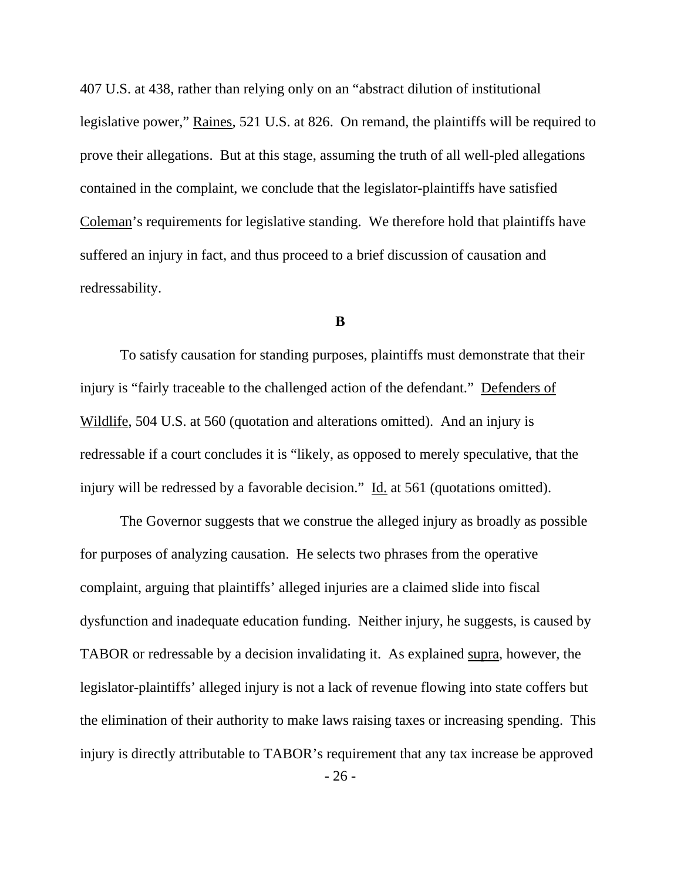407 U.S. at 438, rather than relying only on an "abstract dilution of institutional legislative power," Raines, 521 U.S. at 826. On remand, the plaintiffs will be required to prove their allegations. But at this stage, assuming the truth of all well-pled allegations contained in the complaint, we conclude that the legislator-plaintiffs have satisfied Coleman's requirements for legislative standing. We therefore hold that plaintiffs have suffered an injury in fact, and thus proceed to a brief discussion of causation and redressability.

**B**

To satisfy causation for standing purposes, plaintiffs must demonstrate that their injury is "fairly traceable to the challenged action of the defendant." Defenders of Wildlife, 504 U.S. at 560 (quotation and alterations omitted). And an injury is redressable if a court concludes it is "likely, as opposed to merely speculative, that the injury will be redressed by a favorable decision." Id. at 561 (quotations omitted).

The Governor suggests that we construe the alleged injury as broadly as possible for purposes of analyzing causation. He selects two phrases from the operative complaint, arguing that plaintiffs' alleged injuries are a claimed slide into fiscal dysfunction and inadequate education funding. Neither injury, he suggests, is caused by TABOR or redressable by a decision invalidating it. As explained supra, however, the legislator-plaintiffs' alleged injury is not a lack of revenue flowing into state coffers but the elimination of their authority to make laws raising taxes or increasing spending. This injury is directly attributable to TABOR's requirement that any tax increase be approved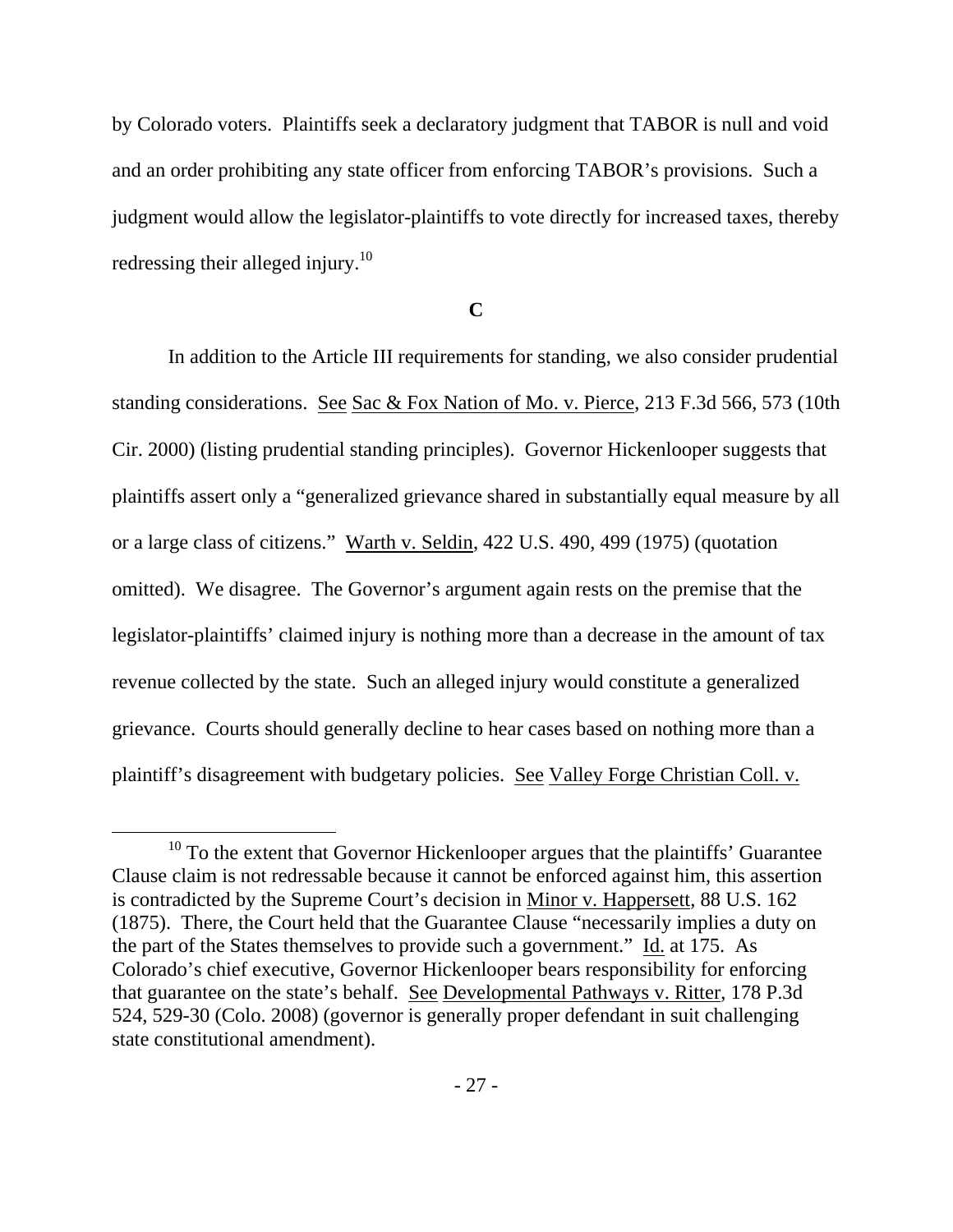by Colorado voters. Plaintiffs seek a declaratory judgment that TABOR is null and void and an order prohibiting any state officer from enforcing TABOR's provisions. Such a judgment would allow the legislator-plaintiffs to vote directly for increased taxes, thereby redressing their alleged injury.[10]

### C

In addition to the Article III requirements for standing, we also consider prudential standing considerations. See Sac & Fox Nation of Mo. v. Pierce, 213 F.3d 566, 573 (10th Cir. 2000) (listing prudential standing principles). Governor Hickenlooper suggests that plaintiffs assert only a "generalized grievance shared in substantially equal measure by all or a large class of citizens." Warth v. Seldin, 422 U.S. 490, 499 (1975) (quotation omitted). We disagree. The Governor's argument again rests on the premise that the legislator-plaintiffs' claimed injury is nothing more than a decrease in the amount of tax revenue collected by the state. Such an alleged injury would constitute a generalized grievance. Courts should generally decline to hear cases based on nothing more than a plaintiff's disagreement with budgetary policies. See Valley Forge Christian Coll. v.

[10] To the extent that Governor Hickenlooper argues that the plaintiffs' Guarantee Clause claim is not redressable because it cannot be enforced against him, this assertion is contradicted by the Supreme Court's decision in Minor v. Happersett, 88 U.S. 162 (1875). There, the Court held that the Guarantee Clause "necessarily implies a duty on the part of the States themselves to provide such a government." Id. at 175. As Colorado's chief executive, Governor Hickenlooper bears responsibility for enforcing that guarantee on the state's behalf. See Developmental Pathways v. Ritter, 178 P.3d 524, 529-30 (Colo. 2008) (governor is generally proper defendant in suit challenging state constitutional amendment).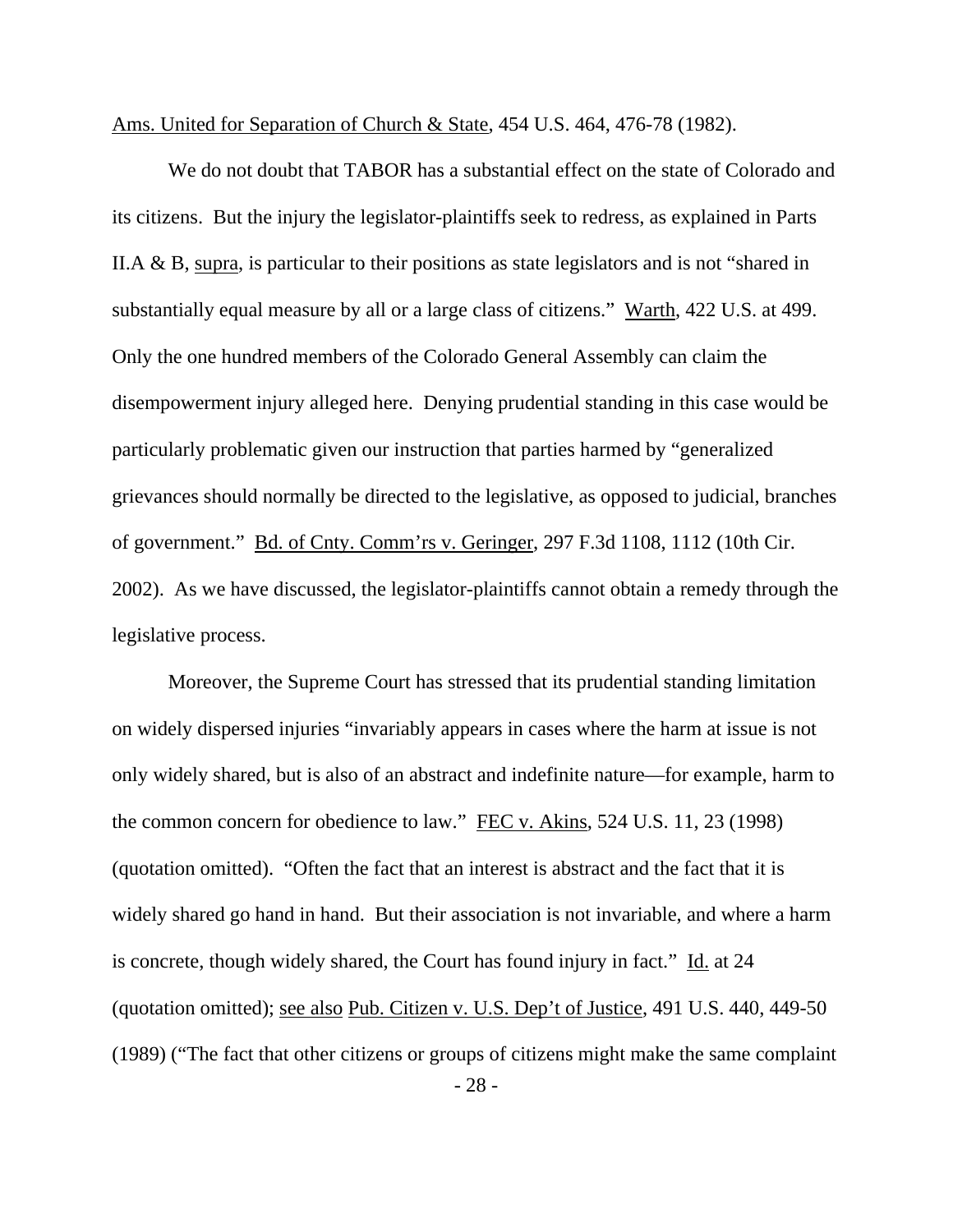Ams. United for Separation of Church & State, 454 U.S. 464, 476-78 (1982).

We do not doubt that TABOR has a substantial effect on the state of Colorado and its citizens. But the injury the legislator-plaintiffs seek to redress, as explained in Parts II.A & B, supra, is particular to their positions as state legislators and is not "shared in substantially equal measure by all or a large class of citizens." Warth, 422 U.S. at 499. Only the one hundred members of the Colorado General Assembly can claim the disempowerment injury alleged here. Denying prudential standing in this case would be particularly problematic given our instruction that parties harmed by "generalized grievances should normally be directed to the legislative, as opposed to judicial, branches of government." Bd. of Cnty. Comm'rs v. Geringer, 297 F.3d 1108, 1112 (10th Cir. 2002). As we have discussed, the legislator-plaintiffs cannot obtain a remedy through the legislative process.

Moreover, the Supreme Court has stressed that its prudential standing limitation on widely dispersed injuries "invariably appears in cases where the harm at issue is not only widely shared, but is also of an abstract and indefinite nature—for example, harm to the common concern for obedience to law." FEC v. Akins, 524 U.S. 11, 23 (1998) (quotation omitted). "Often the fact that an interest is abstract and the fact that it is widely shared go hand in hand. But their association is not invariable, and where a harm is concrete, though widely shared, the Court has found injury in fact." Id. at 24 (quotation omitted); see also Pub. Citizen v. U.S. Dep't of Justice, 491 U.S. 440, 449-50 (1989) ("The fact that other citizens or groups of citizens might make the same complaint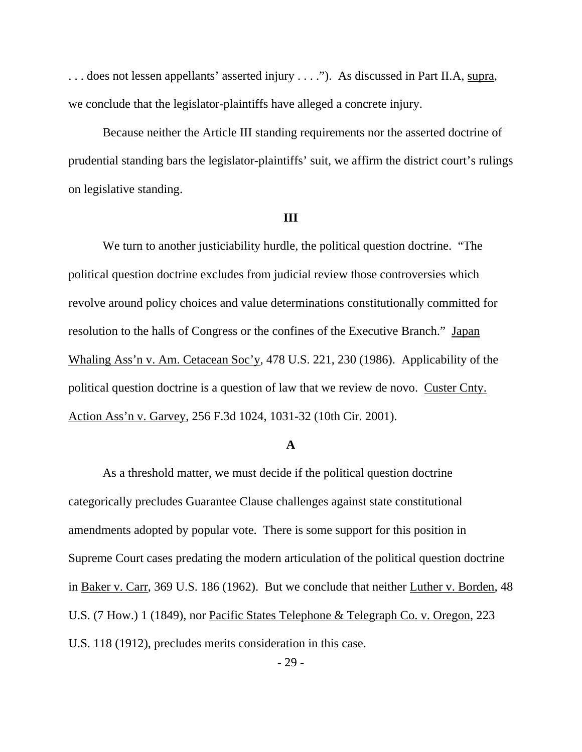. . . does not lessen appellants' asserted injury . . . ."). As discussed in Part II.A, supra, we conclude that the legislator-plaintiffs have alleged a concrete injury.

Because neither the Article III standing requirements nor the asserted doctrine of prudential standing bars the legislator-plaintiffs' suit, we affirm the district court's rulings on legislative standing.

## III

We turn to another justiciability hurdle, the political question doctrine. "The political question doctrine excludes from judicial review those controversies which revolve around policy choices and value determinations constitutionally committed for resolution to the halls of Congress or the confines of the Executive Branch." Japan Whaling Ass'n v. Am. Cetacean Soc'y, 478 U.S. 221, 230 (1986). Applicability of the political question doctrine is a question of law that we review de novo. Custer Cnty. Action Ass'n v. Garvey, 256 F.3d 1024, 1031-32 (10th Cir. 2001).

### A

As a threshold matter, we must decide if the political question doctrine categorically precludes Guarantee Clause challenges against state constitutional amendments adopted by popular vote. There is some support for this position in Supreme Court cases predating the modern articulation of the political question doctrine in Baker v. Carr, 369 U.S. 186 (1962). But we conclude that neither Luther v. Borden, 48 U.S. (7 How.) 1 (1849), nor Pacific States Telephone & Telegraph Co. v. Oregon, 223 U.S. 118 (1912), precludes merits consideration in this case.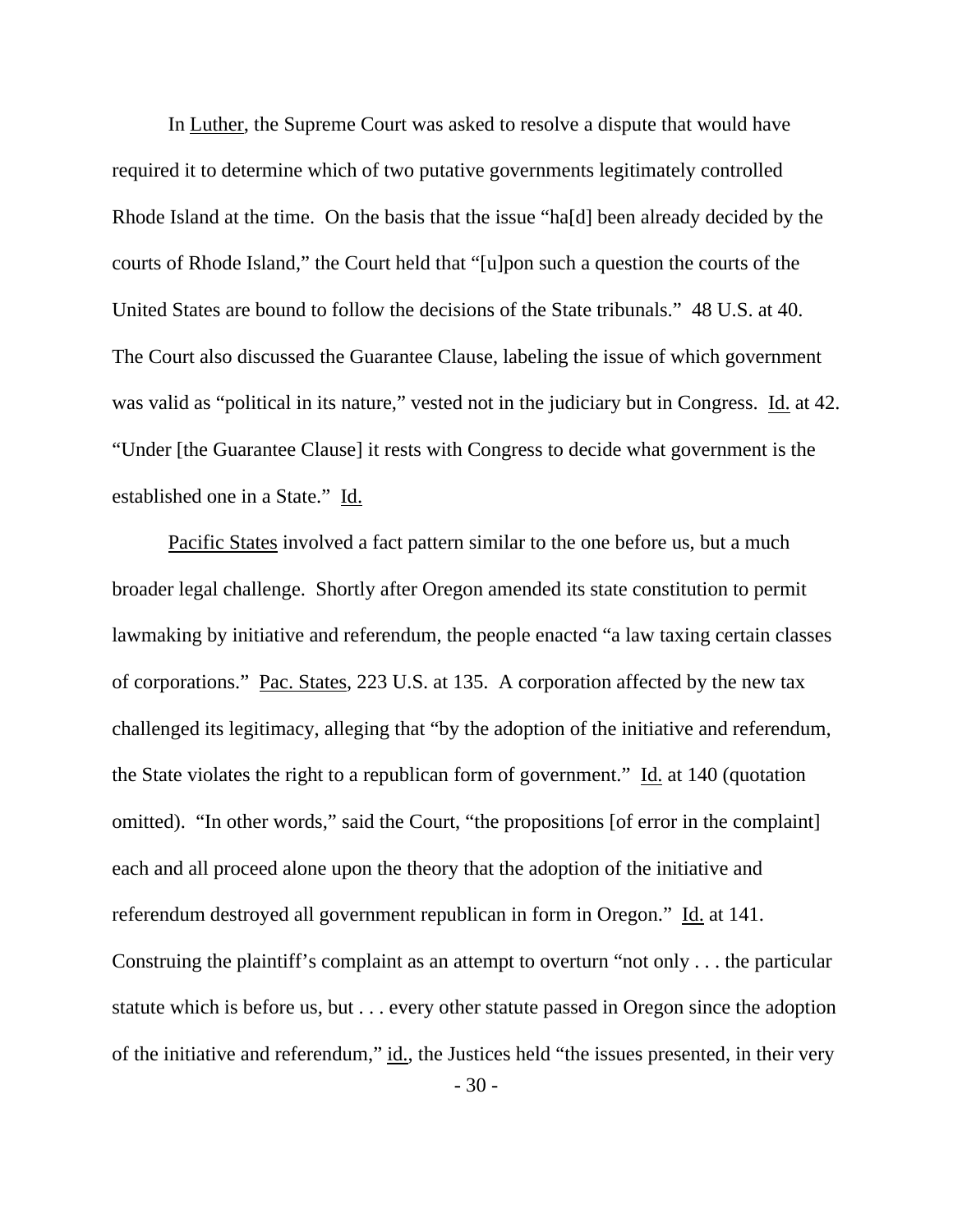In Luther, the Supreme Court was asked to resolve a dispute that would have required it to determine which of two putative governments legitimately controlled Rhode Island at the time. On the basis that the issue "ha[d] been already decided by the courts of Rhode Island," the Court held that "[u]pon such a question the courts of the United States are bound to follow the decisions of the State tribunals." 48 U.S. at 40. The Court also discussed the Guarantee Clause, labeling the issue of which government was valid as "political in its nature," vested not in the judiciary but in Congress. Id. at 42. "Under [the Guarantee Clause] it rests with Congress to decide what government is the established one in a State." Id.

Pacific States involved a fact pattern similar to the one before us, but a much broader legal challenge. Shortly after Oregon amended its state constitution to permit lawmaking by initiative and referendum, the people enacted "a law taxing certain classes of corporations." Pac. States, 223 U.S. at 135. A corporation affected by the new tax challenged its legitimacy, alleging that "by the adoption of the initiative and referendum, the State violates the right to a republican form of government." Id. at 140 (quotation omitted). "In other words," said the Court, "the propositions [of error in the complaint] each and all proceed alone upon the theory that the adoption of the initiative and referendum destroyed all government republican in form in Oregon." Id. at 141. Construing the plaintiff's complaint as an attempt to overturn "not only . . . the particular statute which is before us, but . . . every other statute passed in Oregon since the adoption of the initiative and referendum," id., the Justices held "the issues presented, in their very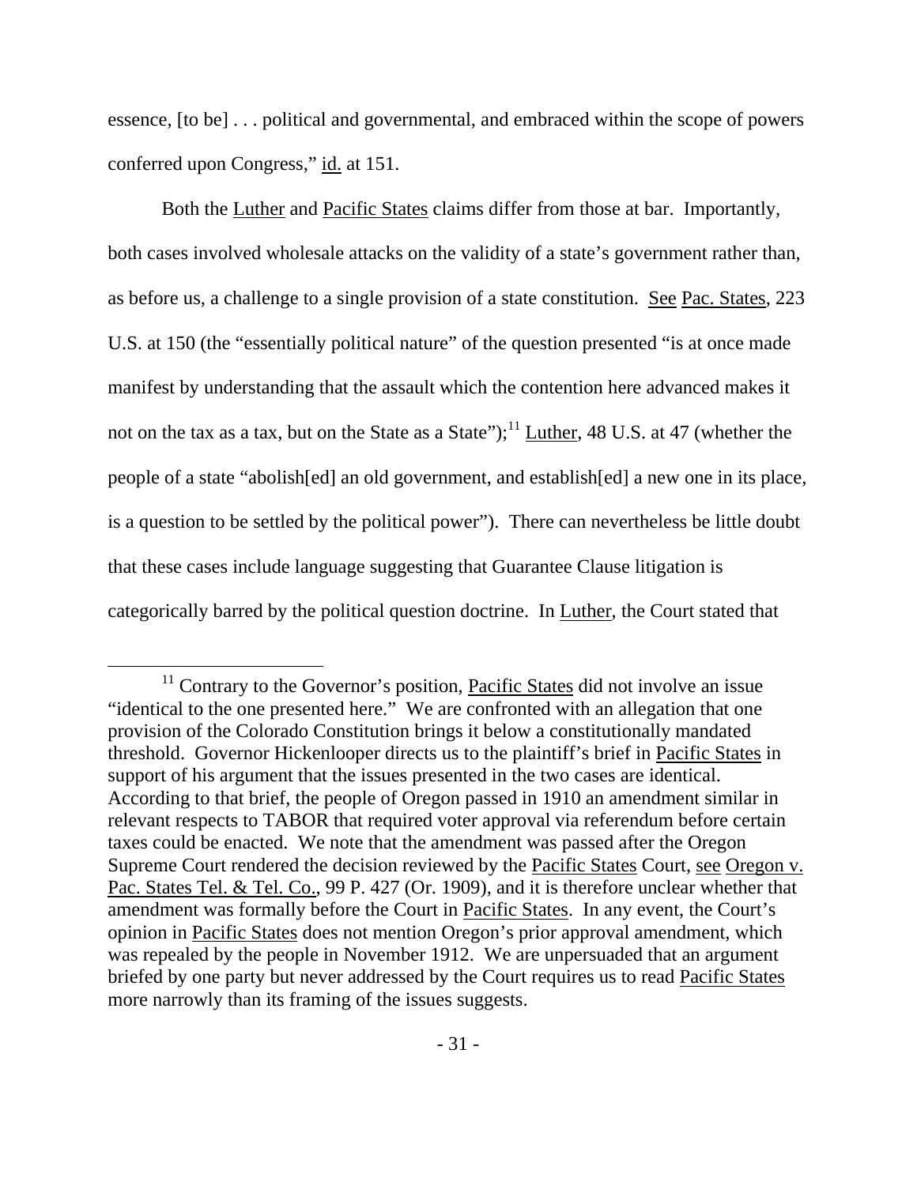essence, [to be] . . . political and governmental, and embraced within the scope of powers conferred upon Congress," id. at 151.

Both the Luther and Pacific States claims differ from those at bar. Importantly, both cases involved wholesale attacks on the validity of a state's government rather than, as before us, a challenge to a single provision of a state constitution. See Pac. States, 223 U.S. at 150 (the "essentially political nature" of the question presented "is at once made manifest by understanding that the assault which the contention here advanced makes it not on the tax as a tax, but on the State as a State");[11] Luther, 48 U.S. at 47 (whether the people of a state "abolish[ed] an old government, and establish[ed] a new one in its place, is a question to be settled by the political power"). There can nevertheless be little doubt that these cases include language suggesting that Guarantee Clause litigation is categorically barred by the political question doctrine. In Luther, the Court stated that

---

[11] Contrary to the Governor's position, Pacific States did not involve an issue "identical to the one presented here." We are confronted with an allegation that one provision of the Colorado Constitution brings it below a constitutionally mandated threshold. Governor Hickenlooper directs us to the plaintiff's brief in Pacific States in support of his argument that the issues presented in the two cases are identical. According to that brief, the people of Oregon passed in 1910 an amendment similar in relevant respects to TABOR that required voter approval via referendum before certain taxes could be enacted. We note that the amendment was passed after the Oregon Supreme Court rendered the decision reviewed by the Pacific States Court, see Oregon v. Pac. States Tel. & Tel. Co., 99 P. 427 (Or. 1909), and it is therefore unclear whether that amendment was formally before the Court in Pacific States. In any event, the Court's opinion in Pacific States does not mention Oregon's prior approval amendment, which was repealed by the people in November 1912. We are unpersuaded that an argument briefed by one party but never addressed by the Court requires us to read Pacific States more narrowly than its framing of the issues suggests.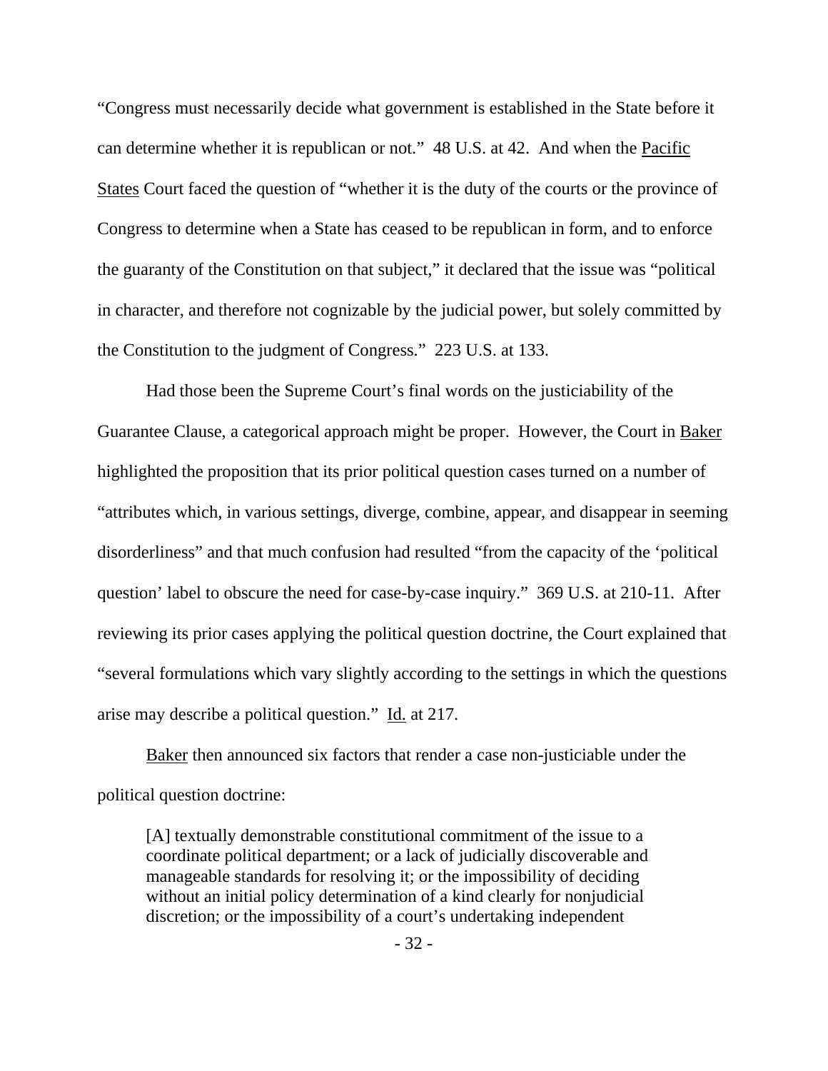"Congress must necessarily decide what government is established in the State before it can determine whether it is republican or not." 48 U.S. at 42. And when the Pacific States Court faced the question of "whether it is the duty of the courts or the province of Congress to determine when a State has ceased to be republican in form, and to enforce the guaranty of the Constitution on that subject," it declared that the issue was "political in character, and therefore not cognizable by the judicial power, but solely committed by the Constitution to the judgment of Congress." 223 U.S. at 133.

Had those been the Supreme Court's final words on the justiciability of the Guarantee Clause, a categorical approach might be proper. However, the Court in Baker highlighted the proposition that its prior political question cases turned on a number of "attributes which, in various settings, diverge, combine, appear, and disappear in seeming disorderliness" and that much confusion had resulted "from the capacity of the 'political question' label to obscure the need for case-by-case inquiry." 369 U.S. at 210-11. After reviewing its prior cases applying the political question doctrine, the Court explained that "several formulations which vary slightly according to the settings in which the questions arise may describe a political question." Id. at 217.

Baker then announced six factors that render a case non-justiciable under the political question doctrine:

> [A] textually demonstrable constitutional commitment of the issue to a coordinate political department; or a lack of judicially discoverable and manageable standards for resolving it; or the impossibility of deciding without an initial policy determination of a kind clearly for nonjudicial discretion; or the impossibility of a court's undertaking independent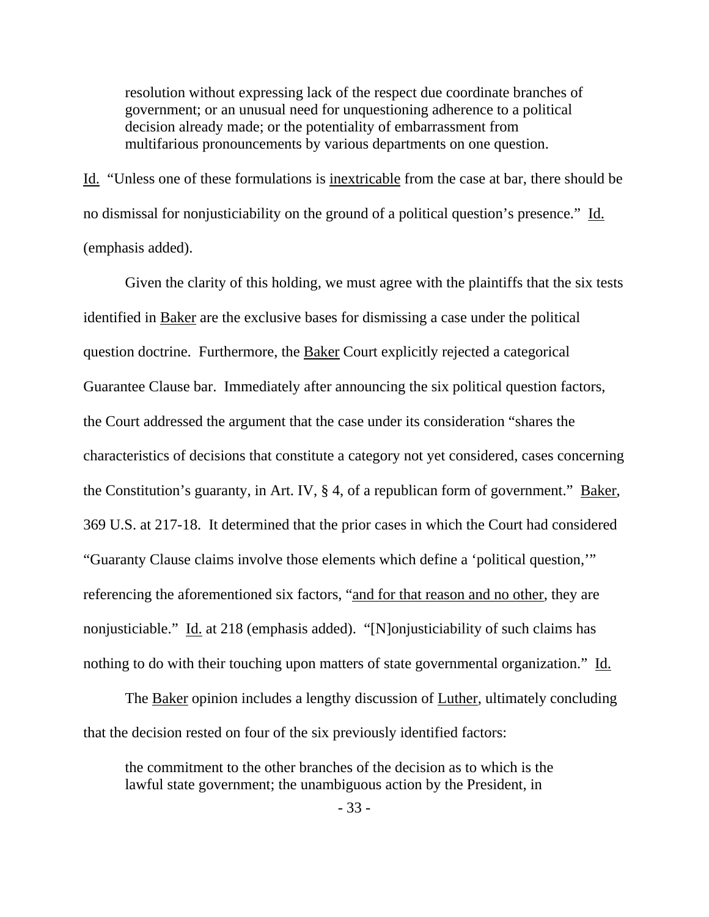> resolution without expressing lack of the respect due coordinate branches of government; or an unusual need for unquestioning adherence to a political decision already made; or the potentiality of embarrassment from multifarious pronouncements by various departments on one question.

Id. "Unless one of these formulations is inextricable from the case at bar, there should be no dismissal for nonjusticiability on the ground of a political question's presence." Id. (emphasis added).

Given the clarity of this holding, we must agree with the plaintiffs that the six tests identified in Baker are the exclusive bases for dismissing a case under the political question doctrine. Furthermore, the Baker Court explicitly rejected a categorical Guarantee Clause bar. Immediately after announcing the six political question factors, the Court addressed the argument that the case under its consideration "shares the characteristics of decisions that constitute a category not yet considered, cases concerning the Constitution's guaranty, in Art. IV, § 4, of a republican form of government." Baker, 369 U.S. at 217-18. It determined that the prior cases in which the Court had considered "Guaranty Clause claims involve those elements which define a 'political question,'" referencing the aforementioned six factors, "and for that reason and no other, they are nonjusticiable." Id. at 218 (emphasis added). "[N]onjusticiability of such claims has nothing to do with their touching upon matters of state governmental organization." Id.

The Baker opinion includes a lengthy discussion of Luther, ultimately concluding that the decision rested on four of the six previously identified factors:

> the commitment to the other branches of the decision as to which is the lawful state government; the unambiguous action by the President, in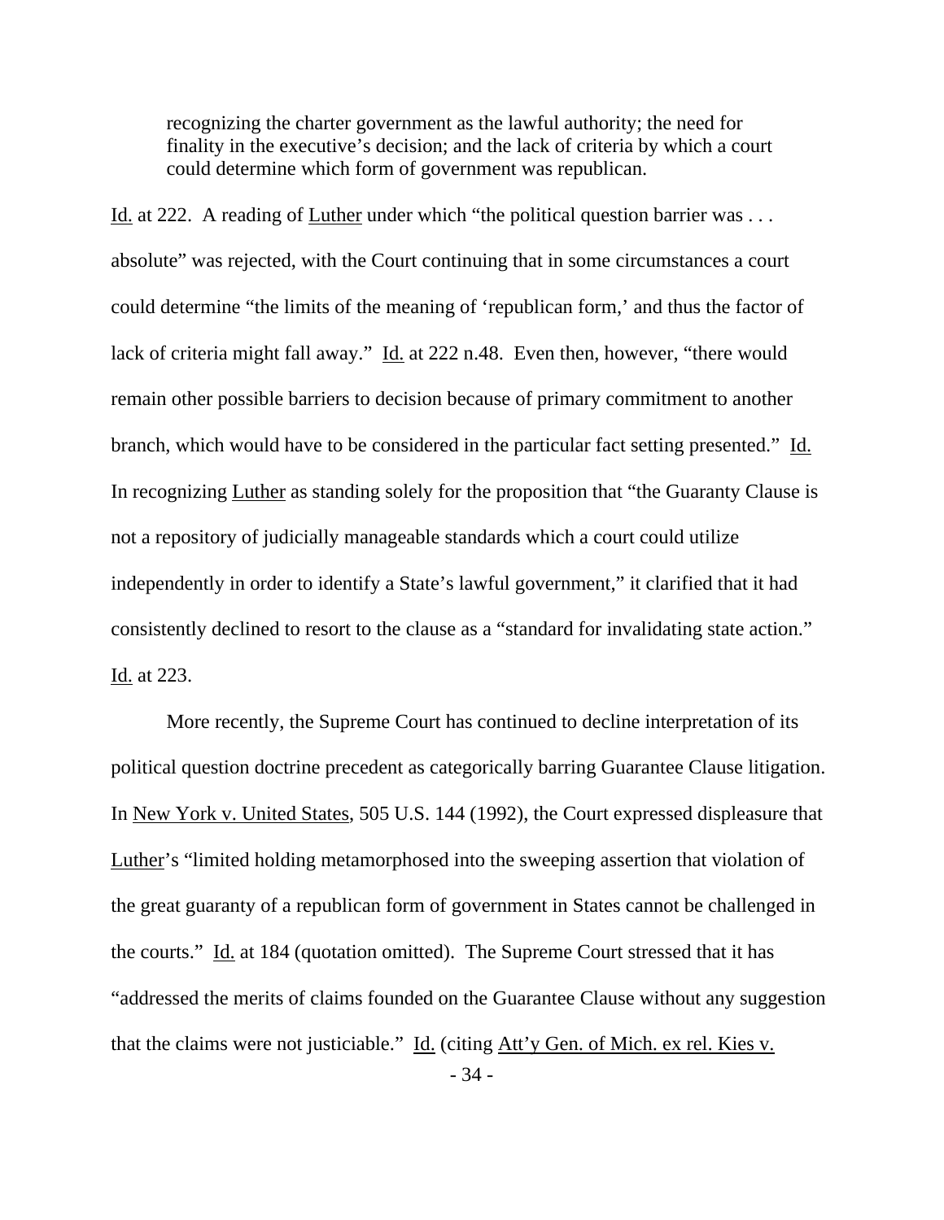> recognizing the charter government as the lawful authority; the need for finality in the executive's decision; and the lack of criteria by which a court could determine which form of government was republican.

Id. at 222. A reading of Luther under which "the political question barrier was . . . absolute" was rejected, with the Court continuing that in some circumstances a court could determine "the limits of the meaning of 'republican form,' and thus the factor of lack of criteria might fall away." Id. at 222 n.48. Even then, however, "there would remain other possible barriers to decision because of primary commitment to another branch, which would have to be considered in the particular fact setting presented." Id. In recognizing Luther as standing solely for the proposition that "the Guaranty Clause is not a repository of judicially manageable standards which a court could utilize independently in order to identify a State's lawful government," it clarified that it had consistently declined to resort to the clause as a "standard for invalidating state action." Id. at 223.

More recently, the Supreme Court has continued to decline interpretation of its political question doctrine precedent as categorically barring Guarantee Clause litigation. In New York v. United States, 505 U.S. 144 (1992), the Court expressed displeasure that Luther's "limited holding metamorphosed into the sweeping assertion that violation of the great guaranty of a republican form of government in States cannot be challenged in the courts." Id. at 184 (quotation omitted). The Supreme Court stressed that it has "addressed the merits of claims founded on the Guarantee Clause without any suggestion that the claims were not justiciable." Id. (citing Att'y Gen. of Mich. ex rel. Kies v.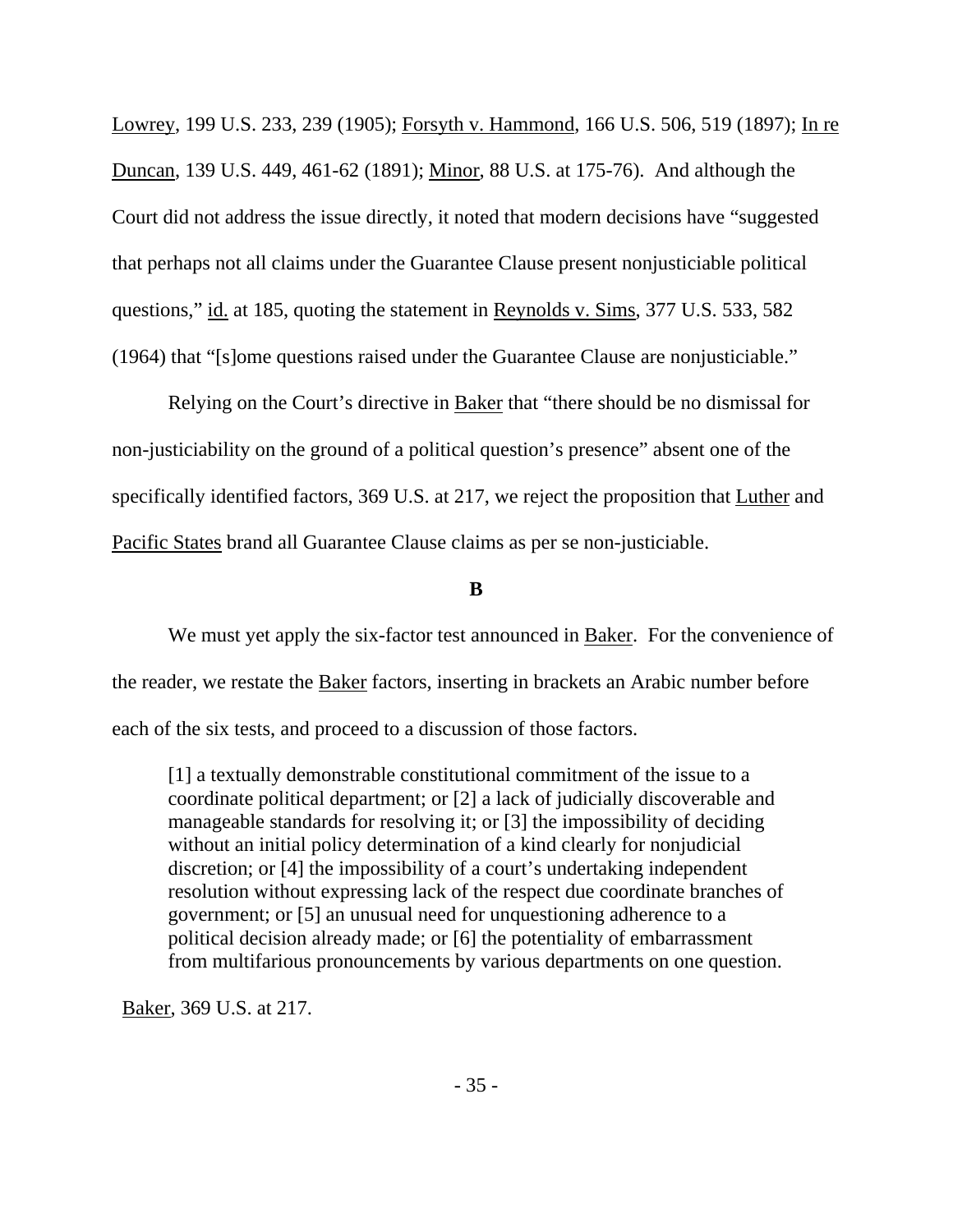Lowrey, 199 U.S. 233, 239 (1905); Forsyth v. Hammond, 166 U.S. 506, 519 (1897); In re Duncan, 139 U.S. 449, 461-62 (1891); Minor, 88 U.S. at 175-76). And although the Court did not address the issue directly, it noted that modern decisions have "suggested that perhaps not all claims under the Guarantee Clause present nonjusticiable political questions," id. at 185, quoting the statement in Reynolds v. Sims, 377 U.S. 533, 582 (1964) that "[s]ome questions raised under the Guarantee Clause are nonjusticiable."

Relying on the Court's directive in Baker that "there should be no dismissal for non-justiciability on the ground of a political question's presence" absent one of the specifically identified factors, 369 U.S. at 217, we reject the proposition that Luther and Pacific States brand all Guarantee Clause claims as per se non-justiciable.

**B**

We must yet apply the six-factor test announced in Baker. For the convenience of the reader, we restate the Baker factors, inserting in brackets an Arabic number before each of the six tests, and proceed to a discussion of those factors.

> [1] a textually demonstrable constitutional commitment of the issue to a coordinate political department; or [2] a lack of judicially discoverable and manageable standards for resolving it; or [3] the impossibility of deciding without an initial policy determination of a kind clearly for nonjudicial discretion; or [4] the impossibility of a court's undertaking independent resolution without expressing lack of the respect due coordinate branches of government; or [5] an unusual need for unquestioning adherence to a political decision already made; or [6] the potentiality of embarrassment from multifarious pronouncements by various departments on one question.

Baker, 369 U.S. at 217.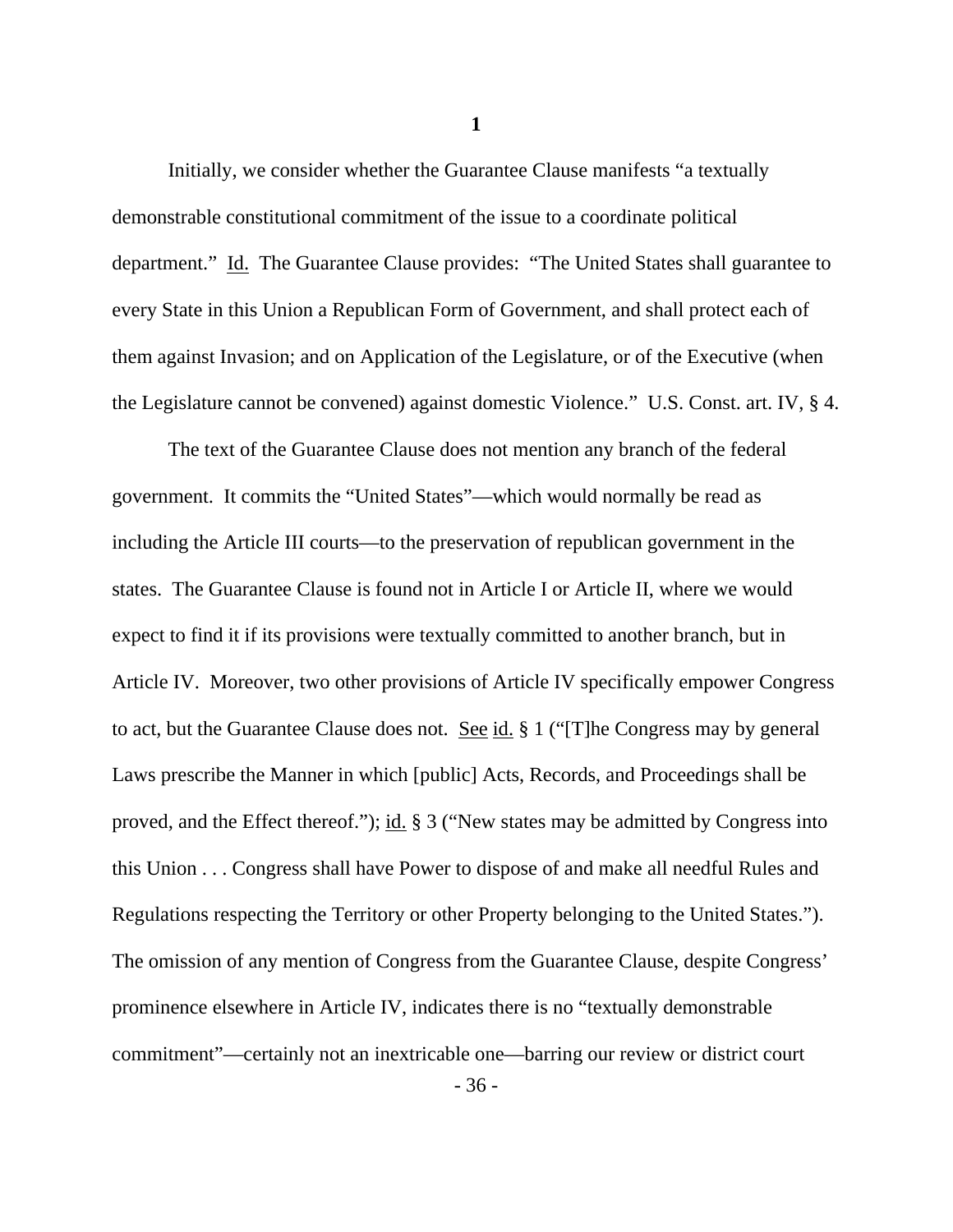**1**

Initially, we consider whether the Guarantee Clause manifests "a textually demonstrable constitutional commitment of the issue to a coordinate political department." Id. The Guarantee Clause provides: "The United States shall guarantee to every State in this Union a Republican Form of Government, and shall protect each of them against Invasion; and on Application of the Legislature, or of the Executive (when the Legislature cannot be convened) against domestic Violence." U.S. Const. art. IV, § 4.

The text of the Guarantee Clause does not mention any branch of the federal government. It commits the "United States"—which would normally be read as including the Article III courts—to the preservation of republican government in the states. The Guarantee Clause is found not in Article I or Article II, where we would expect to find it if its provisions were textually committed to another branch, but in Article IV. Moreover, two other provisions of Article IV specifically empower Congress to act, but the Guarantee Clause does not. See id. § 1 ("[T]he Congress may by general Laws prescribe the Manner in which [public] Acts, Records, and Proceedings shall be proved, and the Effect thereof."); id. § 3 ("New states may be admitted by Congress into this Union . . . Congress shall have Power to dispose of and make all needful Rules and Regulations respecting the Territory or other Property belonging to the United States."). The omission of any mention of Congress from the Guarantee Clause, despite Congress' prominence elsewhere in Article IV, indicates there is no "textually demonstrable commitment"—certainly not an inextricable one—barring our review or district court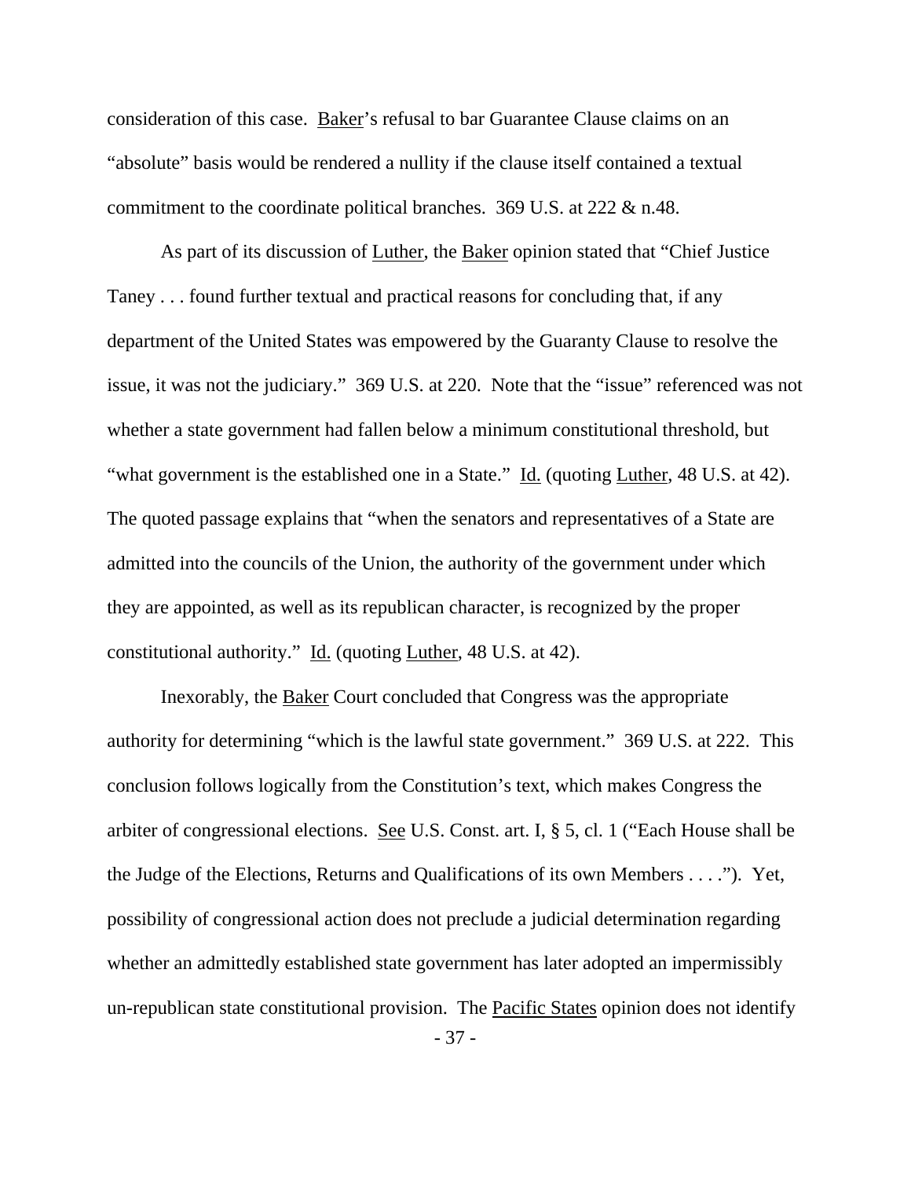consideration of this case. Baker's refusal to bar Guarantee Clause claims on an "absolute" basis would be rendered a nullity if the clause itself contained a textual commitment to the coordinate political branches. 369 U.S. at 222 & n.48.

As part of its discussion of Luther, the Baker opinion stated that "Chief Justice Taney . . . found further textual and practical reasons for concluding that, if any department of the United States was empowered by the Guaranty Clause to resolve the issue, it was not the judiciary." 369 U.S. at 220. Note that the "issue" referenced was not whether a state government had fallen below a minimum constitutional threshold, but "what government is the established one in a State." Id. (quoting Luther, 48 U.S. at 42). The quoted passage explains that "when the senators and representatives of a State are admitted into the councils of the Union, the authority of the government under which they are appointed, as well as its republican character, is recognized by the proper constitutional authority." Id. (quoting Luther, 48 U.S. at 42).

Inexorably, the Baker Court concluded that Congress was the appropriate authority for determining "which is the lawful state government." 369 U.S. at 222. This conclusion follows logically from the Constitution's text, which makes Congress the arbiter of congressional elections. See U.S. Const. art. I, § 5, cl. 1 ("Each House shall be the Judge of the Elections, Returns and Qualifications of its own Members . . . ."). Yet, possibility of congressional action does not preclude a judicial determination regarding whether an admittedly established state government has later adopted an impermissibly un-republican state constitutional provision. The Pacific States opinion does not identify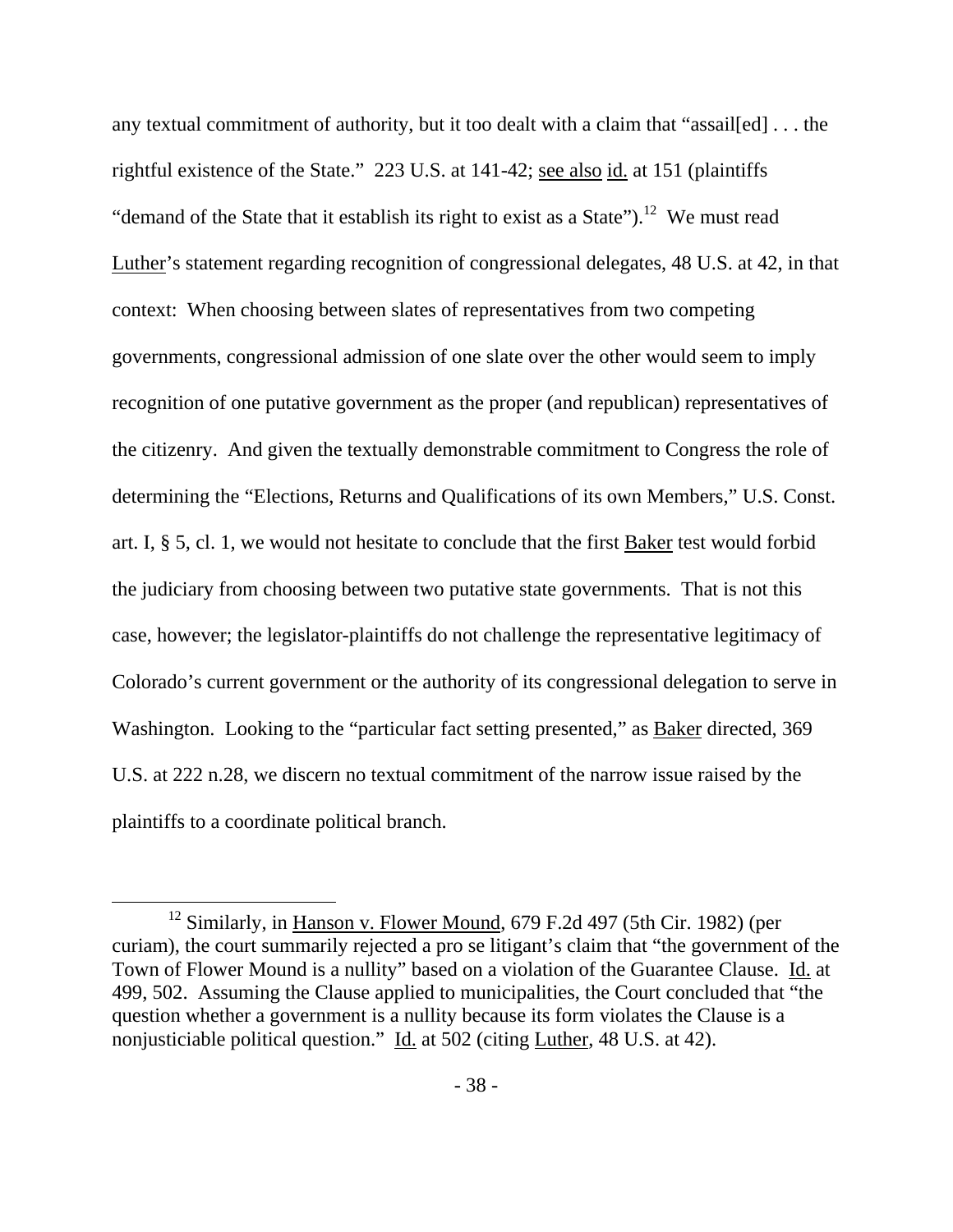any textual commitment of authority, but it too dealt with a claim that "assail[ed] . . . the rightful existence of the State." 223 U.S. at 141-42; see also id. at 151 (plaintiffs "demand of the State that it establish its right to exist as a State").[12] We must read Luther's statement regarding recognition of congressional delegates, 48 U.S. at 42, in that context: When choosing between slates of representatives from two competing governments, congressional admission of one slate over the other would seem to imply recognition of one putative government as the proper (and republican) representatives of the citizenry. And given the textually demonstrable commitment to Congress the role of determining the "Elections, Returns and Qualifications of its own Members," U.S. Const. art. I, § 5, cl. 1, we would not hesitate to conclude that the first Baker test would forbid the judiciary from choosing between two putative state governments. That is not this case, however; the legislator-plaintiffs do not challenge the representative legitimacy of Colorado's current government or the authority of its congressional delegation to serve in Washington. Looking to the "particular fact setting presented," as Baker directed, 369 U.S. at 222 n.28, we discern no textual commitment of the narrow issue raised by the plaintiffs to a coordinate political branch.

---

[12] Similarly, in Hanson v. Flower Mound, 679 F.2d 497 (5th Cir. 1982) (per curiam), the court summarily rejected a pro se litigant's claim that "the government of the Town of Flower Mound is a nullity" based on a violation of the Guarantee Clause. Id. at 499, 502. Assuming the Clause applied to municipalities, the Court concluded that "the question whether a government is a nullity because its form violates the Clause is a nonjusticiable political question." Id. at 502 (citing Luther, 48 U.S. at 42).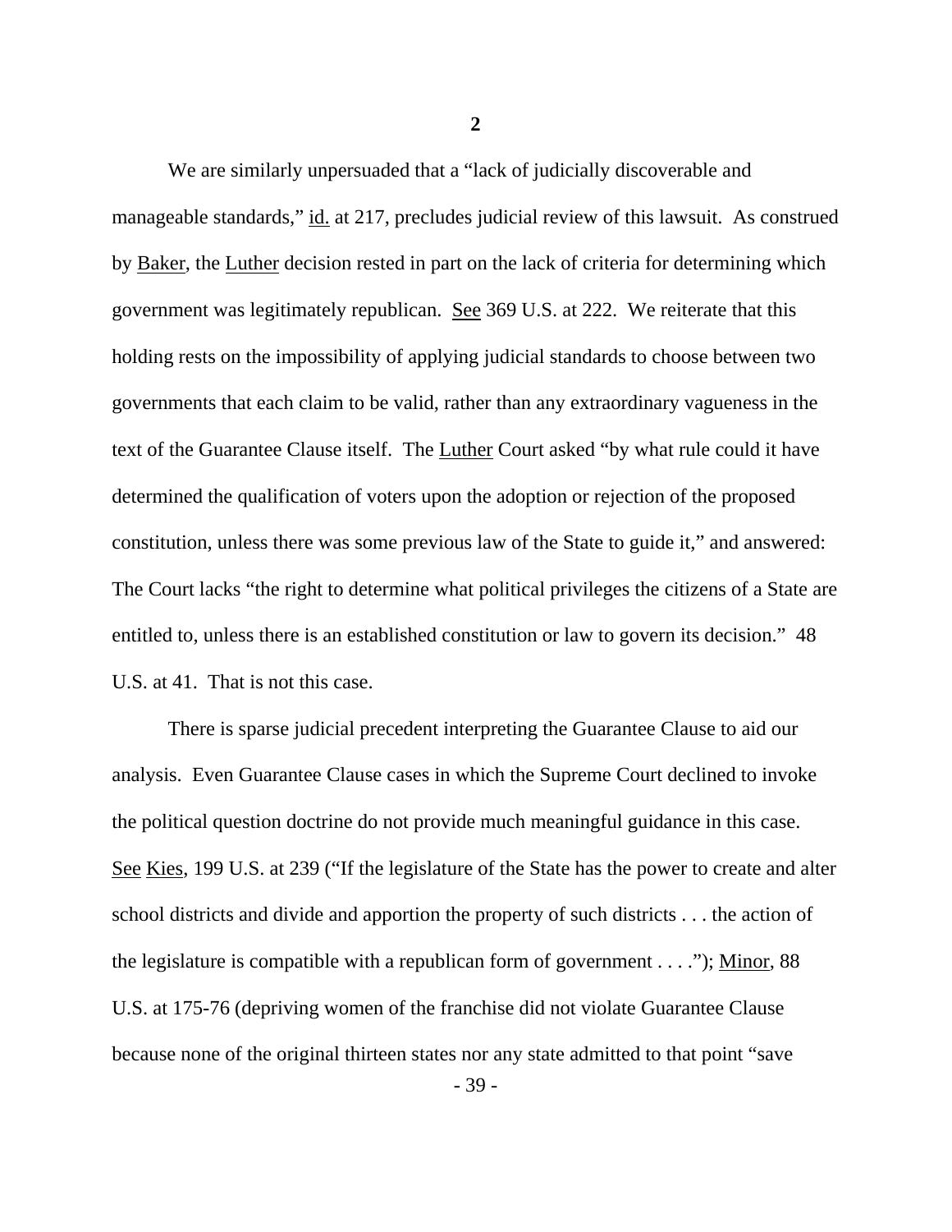We are similarly unpersuaded that a "lack of judicially discoverable and manageable standards," id. at 217, precludes judicial review of this lawsuit. As construed by Baker, the Luther decision rested in part on the lack of criteria for determining which government was legitimately republican. See 369 U.S. at 222. We reiterate that this holding rests on the impossibility of applying judicial standards to choose between two governments that each claim to be valid, rather than any extraordinary vagueness in the text of the Guarantee Clause itself. The Luther Court asked "by what rule could it have determined the qualification of voters upon the adoption or rejection of the proposed constitution, unless there was some previous law of the State to guide it," and answered: The Court lacks "the right to determine what political privileges the citizens of a State are entitled to, unless there is an established constitution or law to govern its decision." 48 U.S. at 41. That is not this case.

There is sparse judicial precedent interpreting the Guarantee Clause to aid our analysis. Even Guarantee Clause cases in which the Supreme Court declined to invoke the political question doctrine do not provide much meaningful guidance in this case. See Kies, 199 U.S. at 239 ("If the legislature of the State has the power to create and alter school districts and divide and apportion the property of such districts . . . the action of the legislature is compatible with a republican form of government . . . ."); Minor, 88 U.S. at 175-76 (depriving women of the franchise did not violate Guarantee Clause because none of the original thirteen states nor any state admitted to that point "save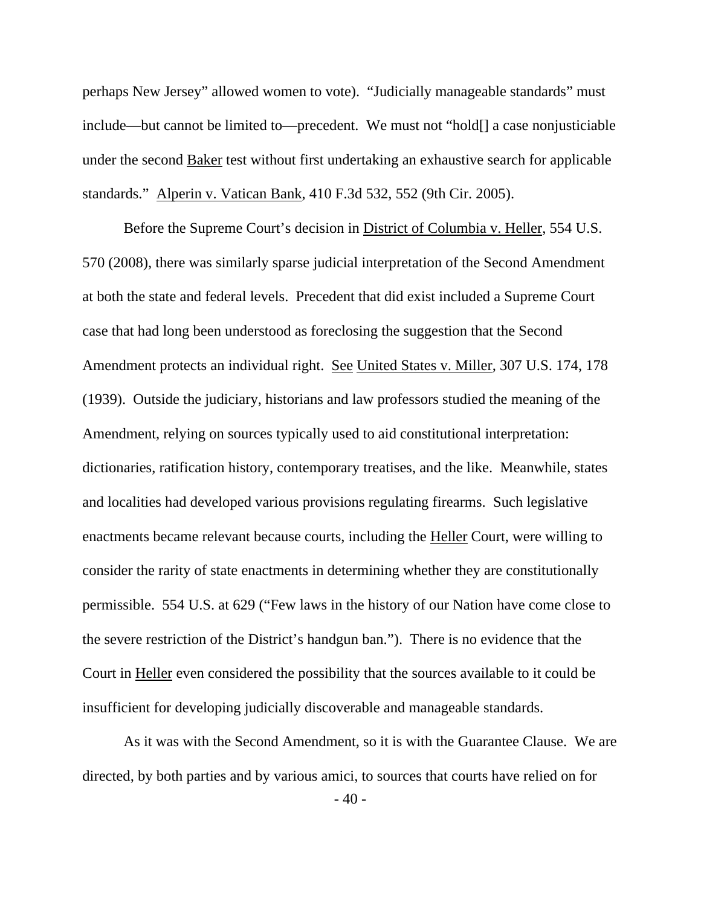perhaps New Jersey" allowed women to vote). "Judicially manageable standards" must include—but cannot be limited to—precedent. We must not "hold[] a case nonjusticiable under the second Baker test without first undertaking an exhaustive search for applicable standards." Alperin v. Vatican Bank, 410 F.3d 532, 552 (9th Cir. 2005).

Before the Supreme Court's decision in District of Columbia v. Heller, 554 U.S. 570 (2008), there was similarly sparse judicial interpretation of the Second Amendment at both the state and federal levels. Precedent that did exist included a Supreme Court case that had long been understood as foreclosing the suggestion that the Second Amendment protects an individual right. See United States v. Miller, 307 U.S. 174, 178 (1939). Outside the judiciary, historians and law professors studied the meaning of the Amendment, relying on sources typically used to aid constitutional interpretation: dictionaries, ratification history, contemporary treatises, and the like. Meanwhile, states and localities had developed various provisions regulating firearms. Such legislative enactments became relevant because courts, including the Heller Court, were willing to consider the rarity of state enactments in determining whether they are constitutionally permissible. 554 U.S. at 629 ("Few laws in the history of our Nation have come close to the severe restriction of the District's handgun ban."). There is no evidence that the Court in Heller even considered the possibility that the sources available to it could be insufficient for developing judicially discoverable and manageable standards.

As it was with the Second Amendment, so it is with the Guarantee Clause. We are directed, by both parties and by various amici, to sources that courts have relied on for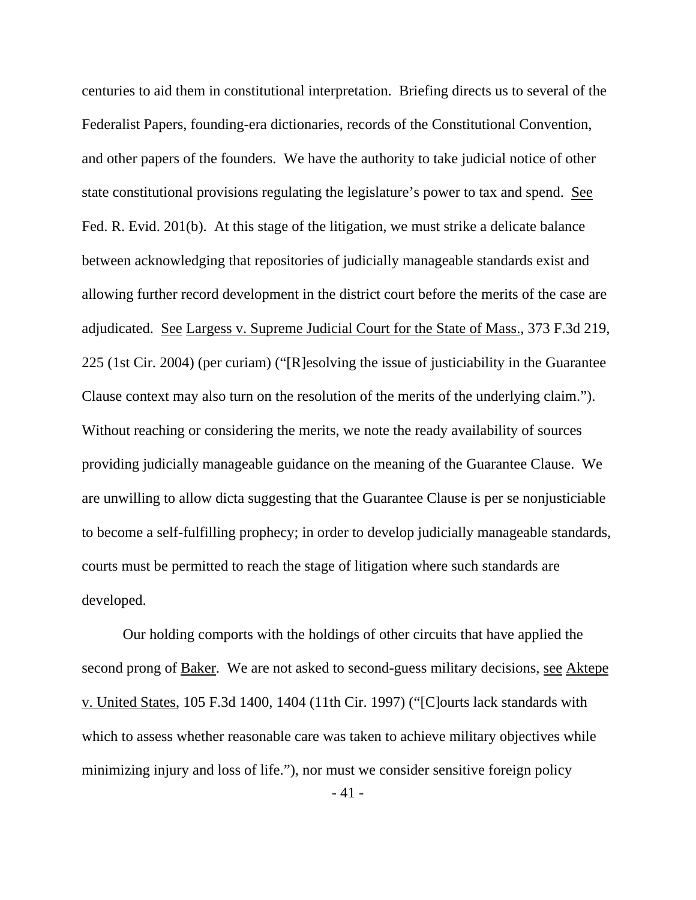centuries to aid them in constitutional interpretation. Briefing directs us to several of the Federalist Papers, founding-era dictionaries, records of the Constitutional Convention, and other papers of the founders. We have the authority to take judicial notice of other state constitutional provisions regulating the legislature's power to tax and spend. See Fed. R. Evid. 201(b). At this stage of the litigation, we must strike a delicate balance between acknowledging that repositories of judicially manageable standards exist and allowing further record development in the district court before the merits of the case are adjudicated. See Largess v. Supreme Judicial Court for the State of Mass., 373 F.3d 219, 225 (1st Cir. 2004) (per curiam) ("[R]esolving the issue of justiciability in the Guarantee Clause context may also turn on the resolution of the merits of the underlying claim."). Without reaching or considering the merits, we note the ready availability of sources providing judicially manageable guidance on the meaning of the Guarantee Clause. We are unwilling to allow dicta suggesting that the Guarantee Clause is per se nonjusticiable to become a self-fulfilling prophecy; in order to develop judicially manageable standards, courts must be permitted to reach the stage of litigation where such standards are developed.

Our holding comports with the holdings of other circuits that have applied the second prong of Baker. We are not asked to second-guess military decisions, see Aktepe v. United States, 105 F.3d 1400, 1404 (11th Cir. 1997) ("[C]ourts lack standards with which to assess whether reasonable care was taken to achieve military objectives while minimizing injury and loss of life."), nor must we consider sensitive foreign policy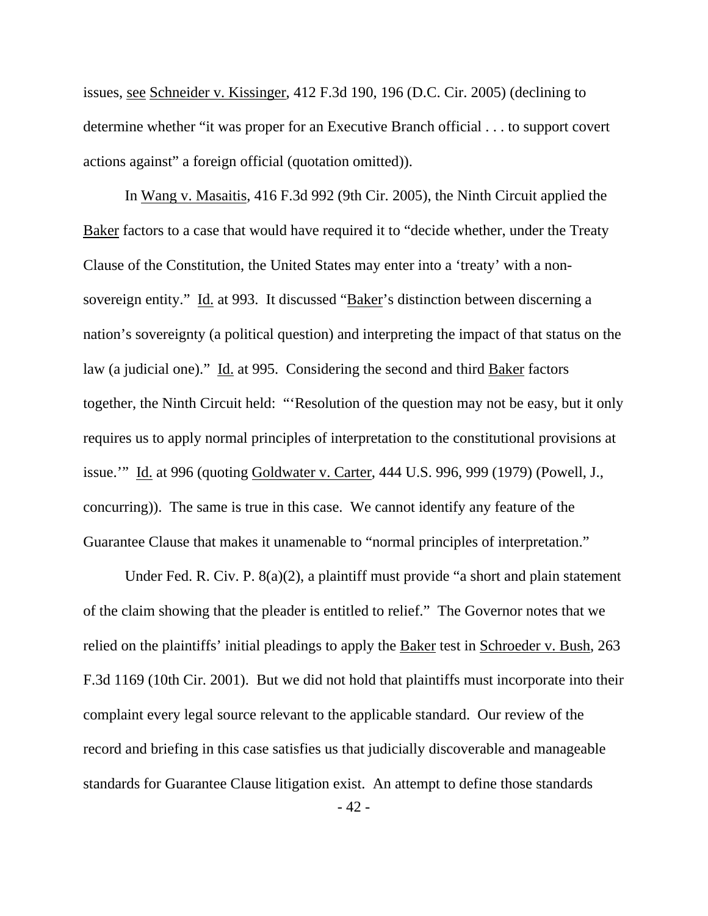issues, see Schneider v. Kissinger, 412 F.3d 190, 196 (D.C. Cir. 2005) (declining to determine whether "it was proper for an Executive Branch official . . . to support covert actions against" a foreign official (quotation omitted)).

In Wang v. Masaitis, 416 F.3d 992 (9th Cir. 2005), the Ninth Circuit applied the Baker factors to a case that would have required it to "decide whether, under the Treaty Clause of the Constitution, the United States may enter into a 'treaty' with a non-sovereign entity." Id. at 993. It discussed "Baker's distinction between discerning a nation's sovereignty (a political question) and interpreting the impact of that status on the law (a judicial one)." Id. at 995. Considering the second and third Baker factors together, the Ninth Circuit held: "'Resolution of the question may not be easy, but it only requires us to apply normal principles of interpretation to the constitutional provisions at issue.'" Id. at 996 (quoting Goldwater v. Carter, 444 U.S. 996, 999 (1979) (Powell, J., concurring)). The same is true in this case. We cannot identify any feature of the Guarantee Clause that makes it unamenable to "normal principles of interpretation."

Under Fed. R. Civ. P. 8(a)(2), a plaintiff must provide "a short and plain statement of the claim showing that the pleader is entitled to relief." The Governor notes that we relied on the plaintiffs' initial pleadings to apply the Baker test in Schroeder v. Bush, 263 F.3d 1169 (10th Cir. 2001). But we did not hold that plaintiffs must incorporate into their complaint every legal source relevant to the applicable standard. Our review of the record and briefing in this case satisfies us that judicially discoverable and manageable standards for Guarantee Clause litigation exist. An attempt to define those standards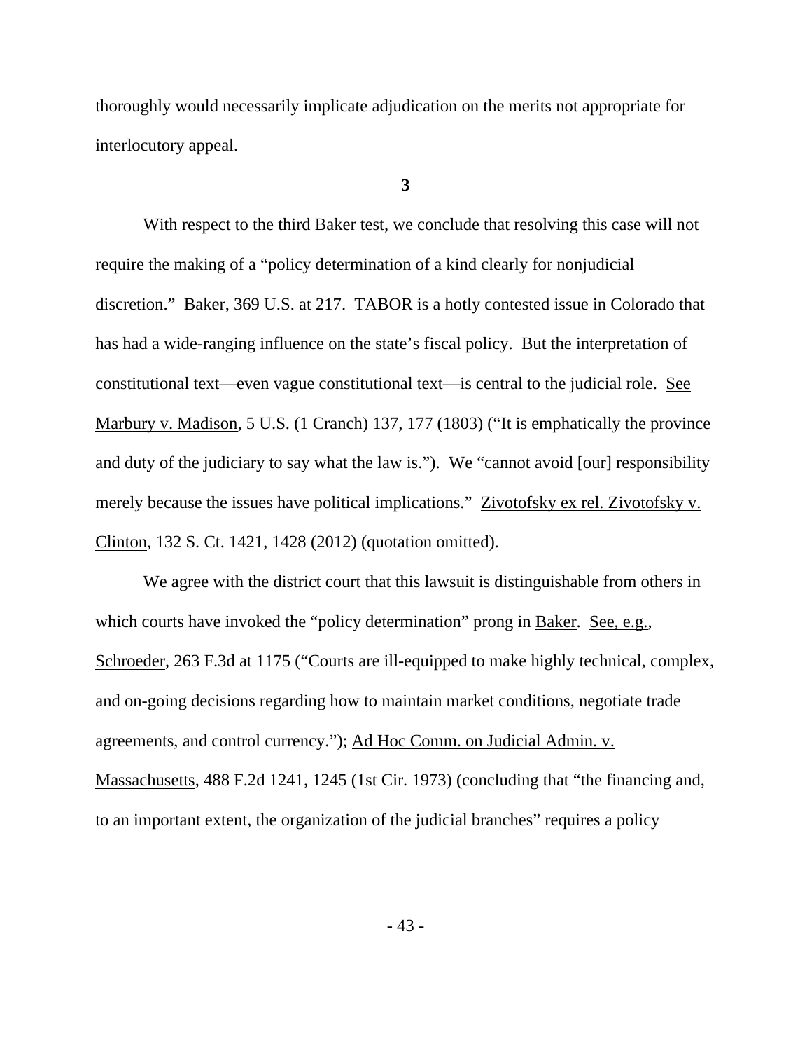thoroughly would necessarily implicate adjudication on the merits not appropriate for interlocutory appeal.

**3**

With respect to the third Baker test, we conclude that resolving this case will not require the making of a "policy determination of a kind clearly for nonjudicial discretion." Baker, 369 U.S. at 217. TABOR is a hotly contested issue in Colorado that has had a wide-ranging influence on the state's fiscal policy. But the interpretation of constitutional text—even vague constitutional text—is central to the judicial role. See Marbury v. Madison, 5 U.S. (1 Cranch) 137, 177 (1803) ("It is emphatically the province and duty of the judiciary to say what the law is."). We "cannot avoid [our] responsibility merely because the issues have political implications." Zivotofsky ex rel. Zivotofsky v. Clinton, 132 S. Ct. 1421, 1428 (2012) (quotation omitted).

We agree with the district court that this lawsuit is distinguishable from others in which courts have invoked the "policy determination" prong in Baker. See, e.g., Schroeder, 263 F.3d at 1175 ("Courts are ill-equipped to make highly technical, complex, and on-going decisions regarding how to maintain market conditions, negotiate trade agreements, and control currency."); Ad Hoc Comm. on Judicial Admin. v. Massachusetts, 488 F.2d 1241, 1245 (1st Cir. 1973) (concluding that "the financing and, to an important extent, the organization of the judicial branches" requires a policy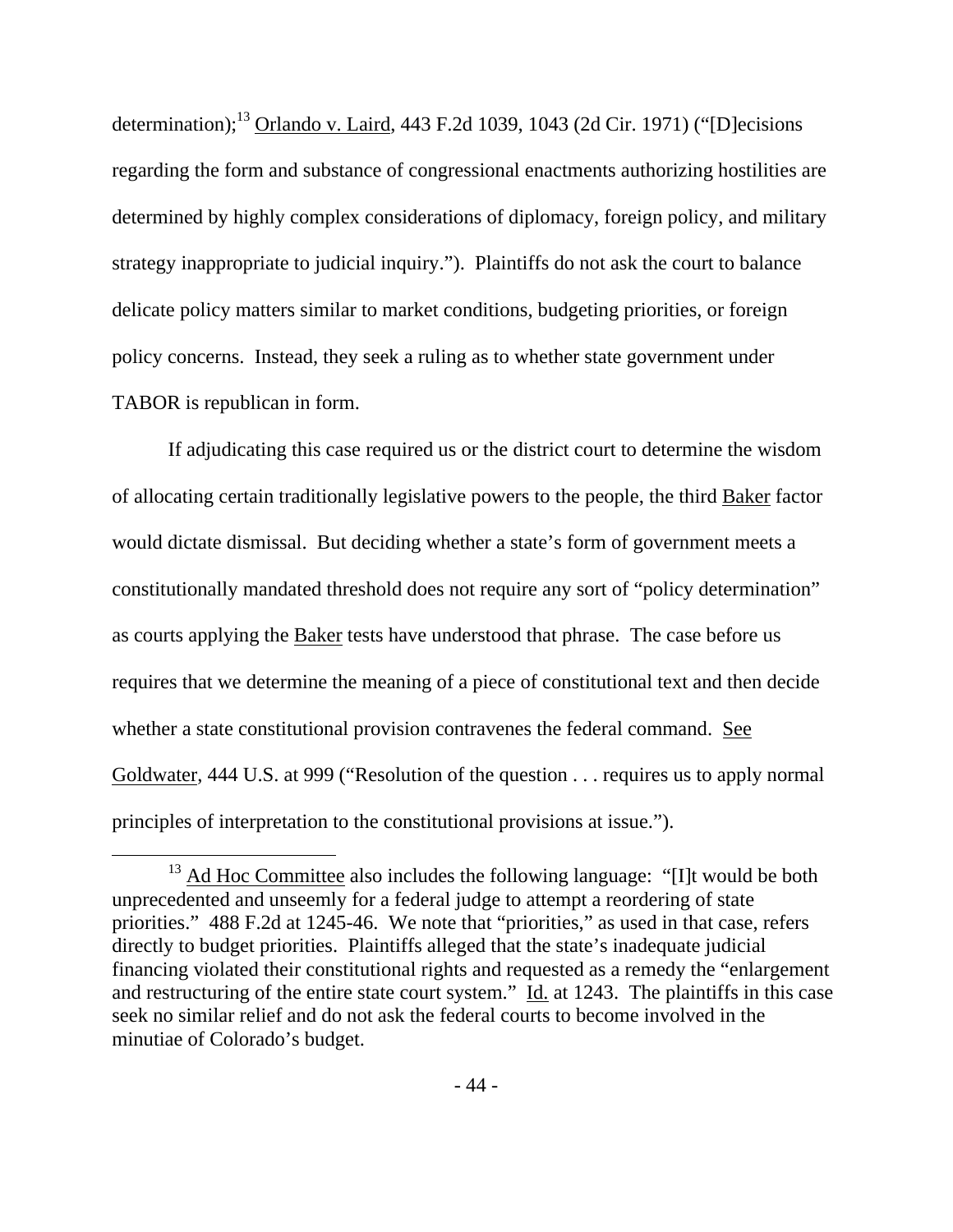determination);[13] Orlando v. Laird, 443 F.2d 1039, 1043 (2d Cir. 1971) ("[D]ecisions regarding the form and substance of congressional enactments authorizing hostilities are determined by highly complex considerations of diplomacy, foreign policy, and military strategy inappropriate to judicial inquiry."). Plaintiffs do not ask the court to balance delicate policy matters similar to market conditions, budgeting priorities, or foreign policy concerns. Instead, they seek a ruling as to whether state government under TABOR is republican in form.

If adjudicating this case required us or the district court to determine the wisdom of allocating certain traditionally legislative powers to the people, the third Baker factor would dictate dismissal. But deciding whether a state's form of government meets a constitutionally mandated threshold does not require any sort of "policy determination" as courts applying the Baker tests have understood that phrase. The case before us requires that we determine the meaning of a piece of constitutional text and then decide whether a state constitutional provision contravenes the federal command. See Goldwater, 444 U.S. at 999 ("Resolution of the question . . . requires us to apply normal principles of interpretation to the constitutional provisions at issue.").

[13] Ad Hoc Committee also includes the following language: "[I]t would be both unprecedented and unseemly for a federal judge to attempt a reordering of state priorities." 488 F.2d at 1245-46. We note that "priorities," as used in that case, refers directly to budget priorities. Plaintiffs alleged that the state's inadequate judicial financing violated their constitutional rights and requested as a remedy the "enlargement and restructuring of the entire state court system." Id. at 1243. The plaintiffs in this case seek no similar relief and do not ask the federal courts to become involved in the minutiae of Colorado's budget.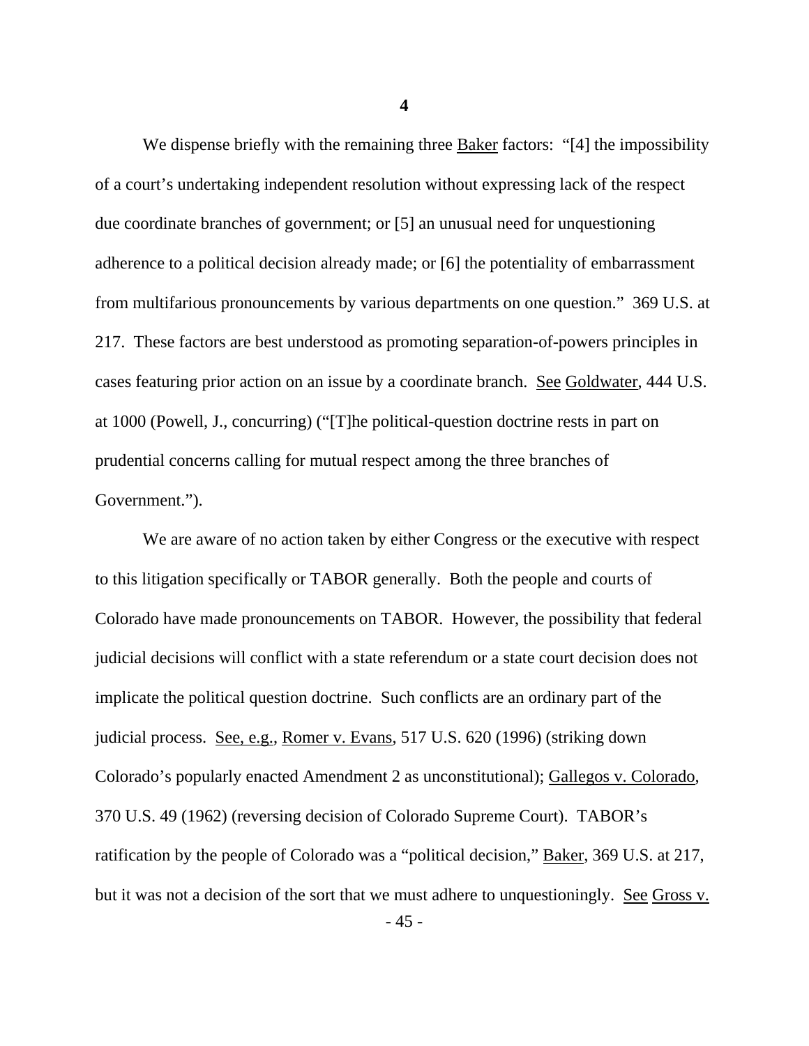**4**

We dispense briefly with the remaining three Baker factors: "[4] the impossibility of a court's undertaking independent resolution without expressing lack of the respect due coordinate branches of government; or [5] an unusual need for unquestioning adherence to a political decision already made; or [6] the potentiality of embarrassment from multifarious pronouncements by various departments on one question." 369 U.S. at 217. These factors are best understood as promoting separation-of-powers principles in cases featuring prior action on an issue by a coordinate branch. See Goldwater, 444 U.S. at 1000 (Powell, J., concurring) ("[T]he political-question doctrine rests in part on prudential concerns calling for mutual respect among the three branches of Government.").

We are aware of no action taken by either Congress or the executive with respect to this litigation specifically or TABOR generally. Both the people and courts of Colorado have made pronouncements on TABOR. However, the possibility that federal judicial decisions will conflict with a state referendum or a state court decision does not implicate the political question doctrine. Such conflicts are an ordinary part of the judicial process. See, e.g., Romer v. Evans, 517 U.S. 620 (1996) (striking down Colorado's popularly enacted Amendment 2 as unconstitutional); Gallegos v. Colorado, 370 U.S. 49 (1962) (reversing decision of Colorado Supreme Court). TABOR's ratification by the people of Colorado was a "political decision," Baker, 369 U.S. at 217, but it was not a decision of the sort that we must adhere to unquestioningly. See Gross v.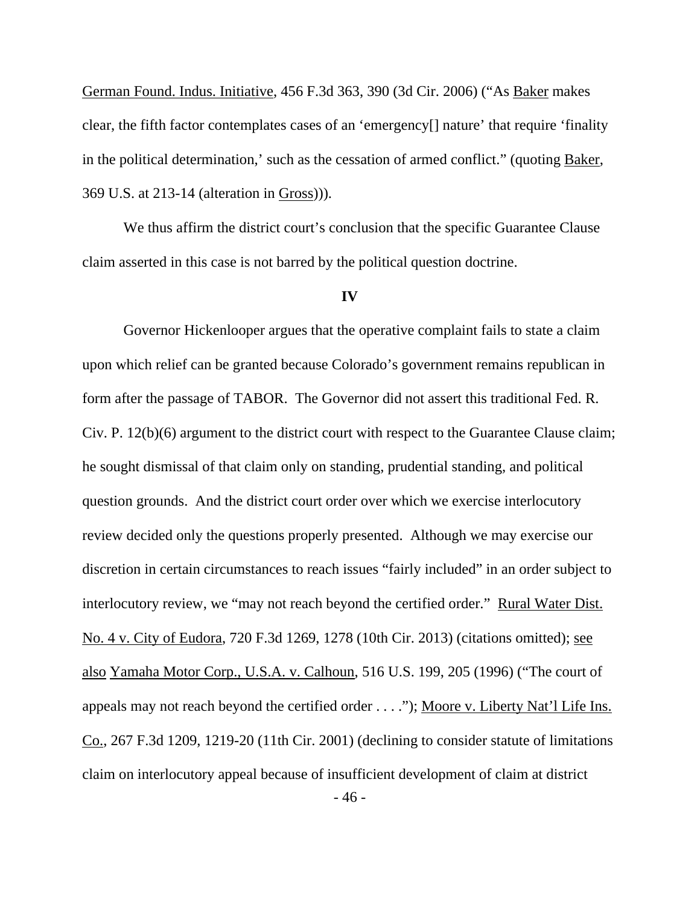German Found. Indus. Initiative, 456 F.3d 363, 390 (3d Cir. 2006) ("As Baker makes clear, the fifth factor contemplates cases of an 'emergency[] nature' that require 'finality in the political determination,' such as the cessation of armed conflict." (quoting Baker, 369 U.S. at 213-14 (alteration in Gross))).

We thus affirm the district court's conclusion that the specific Guarantee Clause claim asserted in this case is not barred by the political question doctrine.

**IV**

Governor Hickenlooper argues that the operative complaint fails to state a claim upon which relief can be granted because Colorado's government remains republican in form after the passage of TABOR. The Governor did not assert this traditional Fed. R. Civ. P. 12(b)(6) argument to the district court with respect to the Guarantee Clause claim; he sought dismissal of that claim only on standing, prudential standing, and political question grounds. And the district court order over which we exercise interlocutory review decided only the questions properly presented. Although we may exercise our discretion in certain circumstances to reach issues "fairly included" in an order subject to interlocutory review, we "may not reach beyond the certified order." Rural Water Dist. No. 4 v. City of Eudora, 720 F.3d 1269, 1278 (10th Cir. 2013) (citations omitted); see also Yamaha Motor Corp., U.S.A. v. Calhoun, 516 U.S. 199, 205 (1996) ("The court of appeals may not reach beyond the certified order . . . ."); Moore v. Liberty Nat'l Life Ins. Co., 267 F.3d 1209, 1219-20 (11th Cir. 2001) (declining to consider statute of limitations claim on interlocutory appeal because of insufficient development of claim at district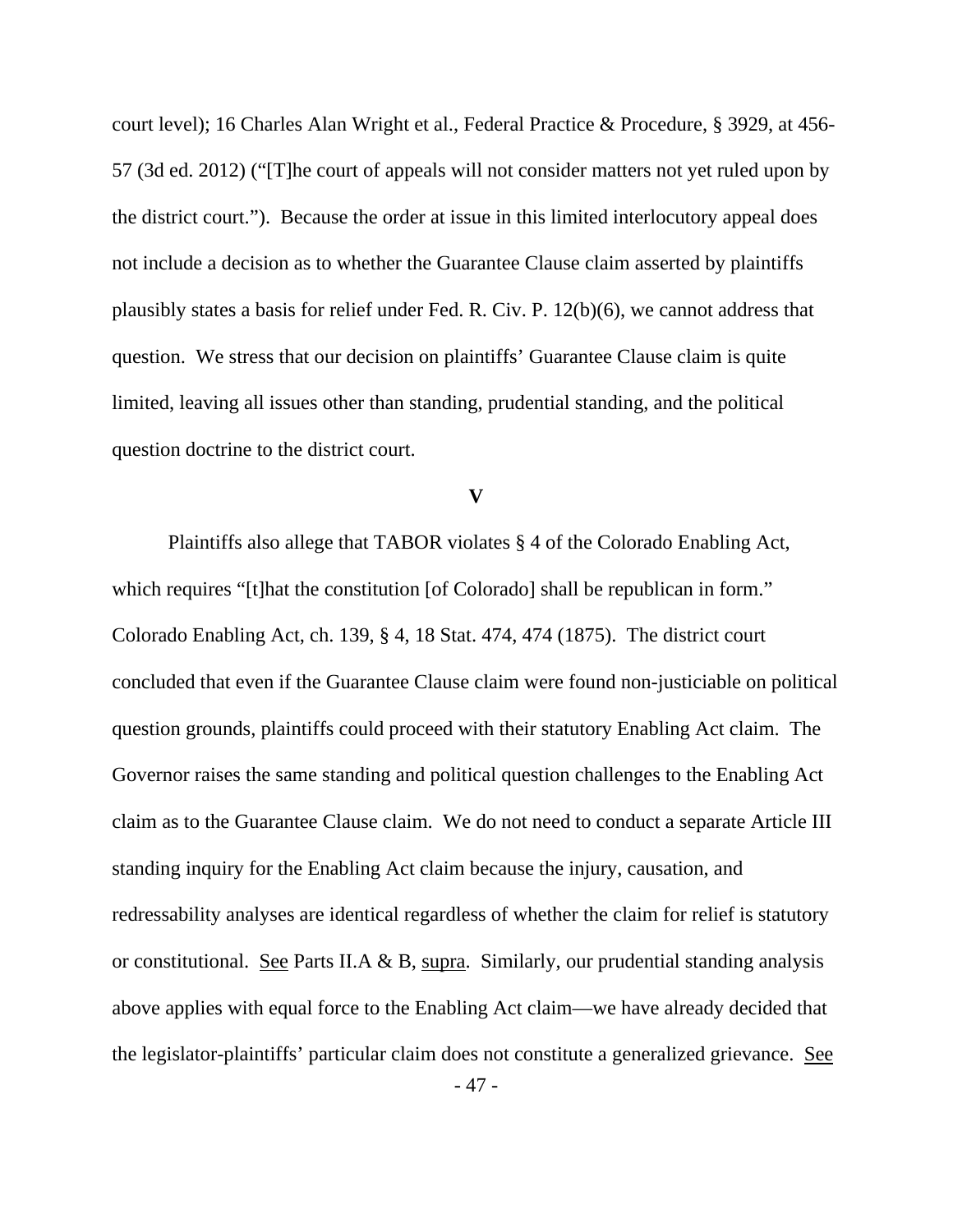court level); 16 Charles Alan Wright et al., Federal Practice & Procedure, § 3929, at 456-57 (3d ed. 2012) ("[T]he court of appeals will not consider matters not yet ruled upon by the district court."). Because the order at issue in this limited interlocutory appeal does not include a decision as to whether the Guarantee Clause claim asserted by plaintiffs plausibly states a basis for relief under Fed. R. Civ. P. 12(b)(6), we cannot address that question. We stress that our decision on plaintiffs' Guarantee Clause claim is quite limited, leaving all issues other than standing, prudential standing, and the political question doctrine to the district court.

## V

Plaintiffs also allege that TABOR violates § 4 of the Colorado Enabling Act, which requires "[t]hat the constitution [of Colorado] shall be republican in form." Colorado Enabling Act, ch. 139, § 4, 18 Stat. 474, 474 (1875). The district court concluded that even if the Guarantee Clause claim were found non-justiciable on political question grounds, plaintiffs could proceed with their statutory Enabling Act claim. The Governor raises the same standing and political question challenges to the Enabling Act claim as to the Guarantee Clause claim. We do not need to conduct a separate Article III standing inquiry for the Enabling Act claim because the injury, causation, and redressability analyses are identical regardless of whether the claim for relief is statutory or constitutional. See Parts II.A & B, supra. Similarly, our prudential standing analysis above applies with equal force to the Enabling Act claim—we have already decided that the legislator-plaintiffs' particular claim does not constitute a generalized grievance. See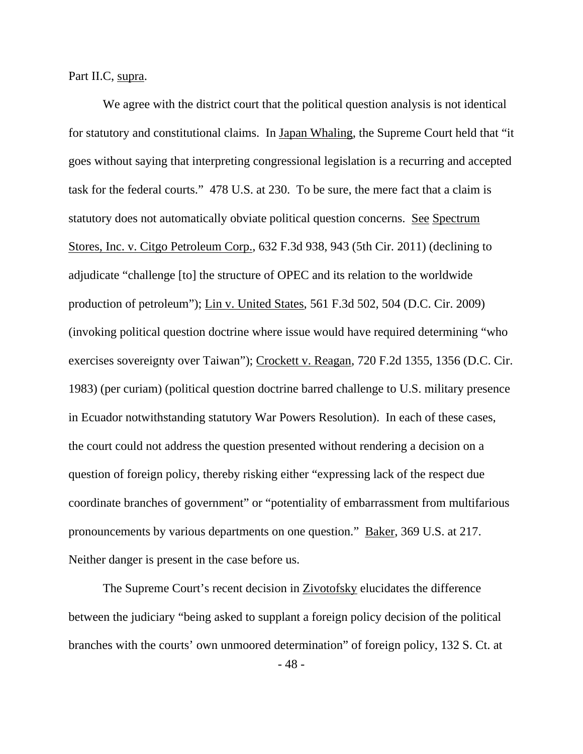Part II.C, supra.

We agree with the district court that the political question analysis is not identical for statutory and constitutional claims. In Japan Whaling, the Supreme Court held that "it goes without saying that interpreting congressional legislation is a recurring and accepted task for the federal courts." 478 U.S. at 230. To be sure, the mere fact that a claim is statutory does not automatically obviate political question concerns. See Spectrum Stores, Inc. v. Citgo Petroleum Corp., 632 F.3d 938, 943 (5th Cir. 2011) (declining to adjudicate "challenge [to] the structure of OPEC and its relation to the worldwide production of petroleum"); Lin v. United States, 561 F.3d 502, 504 (D.C. Cir. 2009) (invoking political question doctrine where issue would have required determining "who exercises sovereignty over Taiwan"); Crockett v. Reagan, 720 F.2d 1355, 1356 (D.C. Cir. 1983) (per curiam) (political question doctrine barred challenge to U.S. military presence in Ecuador notwithstanding statutory War Powers Resolution). In each of these cases, the court could not address the question presented without rendering a decision on a question of foreign policy, thereby risking either "expressing lack of the respect due coordinate branches of government" or "potentiality of embarrassment from multifarious pronouncements by various departments on one question." Baker, 369 U.S. at 217. Neither danger is present in the case before us.

The Supreme Court's recent decision in Zivotofsky elucidates the difference between the judiciary "being asked to supplant a foreign policy decision of the political branches with the courts' own unmoored determination" of foreign policy, 132 S. Ct. at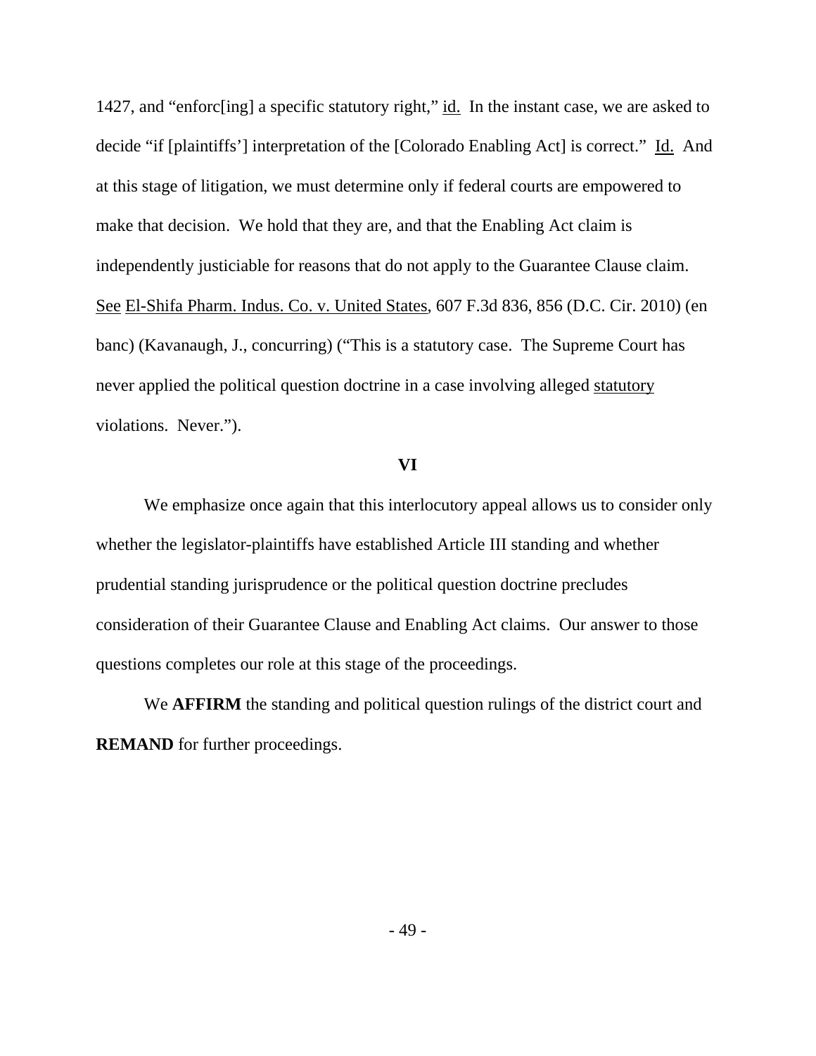1427, and "enforc[ing] a specific statutory right," id. In the instant case, we are asked to decide "if [plaintiffs'] interpretation of the [Colorado Enabling Act] is correct." Id. And at this stage of litigation, we must determine only if federal courts are empowered to make that decision. We hold that they are, and that the Enabling Act claim is independently justiciable for reasons that do not apply to the Guarantee Clause claim. See El-Shifa Pharm. Indus. Co. v. United States, 607 F.3d 836, 856 (D.C. Cir. 2010) (en banc) (Kavanaugh, J., concurring) ("This is a statutory case. The Supreme Court has never applied the political question doctrine in a case involving alleged statutory violations. Never.").

## VI

We emphasize once again that this interlocutory appeal allows us to consider only whether the legislator-plaintiffs have established Article III standing and whether prudential standing jurisprudence or the political question doctrine precludes consideration of their Guarantee Clause and Enabling Act claims. Our answer to those questions completes our role at this stage of the proceedings.

We **AFFIRM** the standing and political question rulings of the district court and **REMAND** for further proceedings.